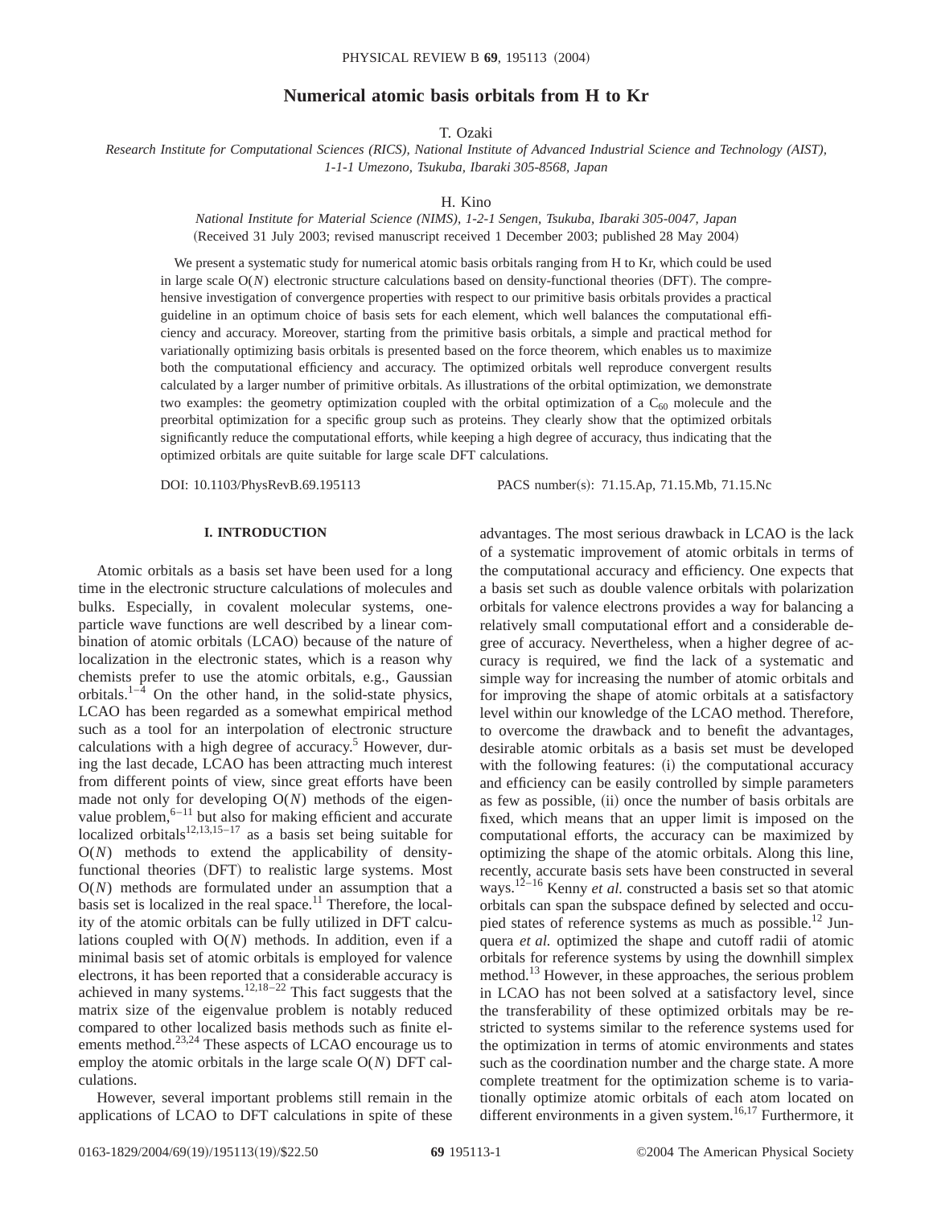# Numerical atomic basis orbitals from H to Kr

T. Ozaki

*Research Institute for Computational Sciences (RICS), National Institute of Advanced Industrial Science and Technology (AIST), 1-1-1 Umezono, Tsukuba, Ibaraki 305-8568, Japan*

H. Kino

*National Institute for Material Science (NIMS), 1-2-1 Sengen, Tsukuba, Ibaraki 305-0047, Japan*

(Received 31 July 2003; revised manuscript received 1 December 2003; published 28 May 2004)

We present a systematic study for numerical atomic basis orbitals ranging from H to Kr, which could be used in large scale O($N$) electronic structure calculations based on density-functional theories (DFT). The comprehensive investigation of convergence properties with respect to our primitive basis orbitals provides a practical guideline in an optimum choice of basis sets for each element, which well balances the computational efficiency and accuracy. Moreover, starting from the primitive basis orbitals, a simple and practical method for variationally optimizing basis orbitals is presented based on the force theorem, which enables us to maximize both the computational efficiency and accuracy. The optimized orbitals well reproduce convergent results calculated by a larger number of primitive orbitals. As illustrations of the orbital optimization, we demonstrate two examples: the geometry optimization coupled with the orbital optimization of a $C_{60}$ molecule and the preorbital optimization for a specific group such as proteins. They clearly show that the optimized orbitals significantly reduce the computational efforts, while keeping a high degree of accuracy, thus indicating that the optimized orbitals are quite suitable for large scale DFT calculations.

DOI: 10.1103/PhysRevB.69.195113 PACS number(s): 71.15.Ap, 71.15.Mb, 71.15.Nc

## I. INTRODUCTION

Atomic orbitals as a basis set have been used for a long time in the electronic structure calculations of molecules and bulks. Especially, in covalent molecular systems, one-particle wave functions are well described by a linear combination of atomic orbitals (LCAO) because of the nature of localization in the electronic states, which is a reason why chemists prefer to use the atomic orbitals, e.g., Gaussian orbitals.[1–4] On the other hand, in the solid-state physics, LCAO has been regarded as a somewhat empirical method such as a tool for an interpolation of electronic structure calculations with a high degree of accuracy.[5] However, during the last decade, LCAO has been attracting much interest from different points of view, since great efforts have been made not only for developing O($N$) methods of the eigenvalue problem,[6–11] but also for making efficient and accurate localized orbitals[12,13,15–17] as a basis set being suitable for O($N$) methods to extend the applicability of density-functional theories (DFT) to realistic large systems. Most O($N$) methods are formulated under an assumption that a basis set is localized in the real space.[11] Therefore, the locality of the atomic orbitals can be fully utilized in DFT calculations coupled with O($N$) methods. In addition, even if a minimal basis set of atomic orbitals is employed for valence electrons, it has been reported that a considerable accuracy is achieved in many systems.[12,18–22] This fact suggests that the matrix size of the eigenvalue problem is notably reduced compared to other localized basis methods such as finite elements method.[23,24] These aspects of LCAO encourage us to employ the atomic orbitals in the large scale O($N$) DFT calculations.

However, several important problems still remain in the applications of LCAO to DFT calculations in spite of these advantages. The most serious drawback in LCAO is the lack of a systematic improvement of atomic orbitals in terms of the computational accuracy and efficiency. One expects that a basis set such as double valence orbitals with polarization orbitals for valence electrons provides a way for balancing a relatively small computational effort and a considerable degree of accuracy. Nevertheless, when a higher degree of accuracy is required, we find the lack of a systematic and simple way for increasing the number of atomic orbitals and for improving the shape of atomic orbitals at a satisfactory level within our knowledge of the LCAO method. Therefore, to overcome the drawback and to benefit the advantages, desirable atomic orbitals as a basis set must be developed with the following features: (i) the computational accuracy and efficiency can be easily controlled by simple parameters as few as possible, (ii) once the number of basis orbitals are fixed, which means that an upper limit is imposed on the computational efforts, the accuracy can be maximized by optimizing the shape of the atomic orbitals. Along this line, recently, accurate basis sets have been constructed in several ways.[12–16] Kenny *et al.* constructed a basis set so that atomic orbitals can span the subspace defined by selected and occupied states of reference systems as much as possible.[12] Junquera *et al.* optimized the shape and cutoff radii of atomic orbitals for reference systems by using the downhill simplex method.[13] However, in these approaches, the serious problem in LCAO has not been solved at a satisfactory level, since the transferability of these optimized orbitals may be restricted to systems similar to the reference systems used for the optimization in terms of atomic environments and states such as the coordination number and the charge state. A more complete treatment for the optimization scheme is to variationally optimize atomic orbitals of each atom located on different environments in a given system.[16,17] Furthermore, it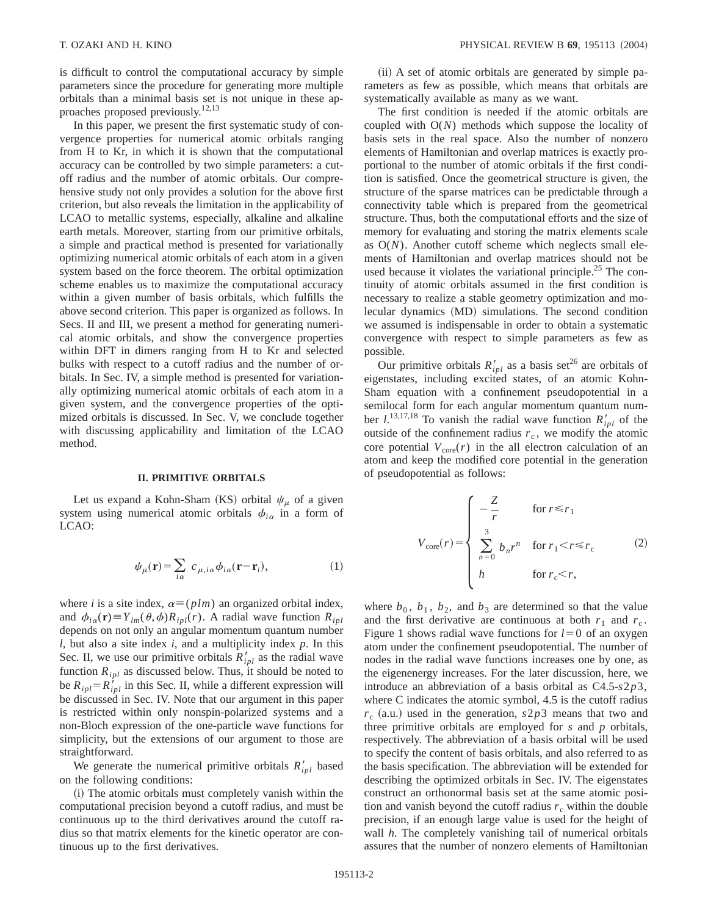is difficult to control the computational accuracy by simple parameters since the procedure for generating more multiple orbitals than a minimal basis set is not unique in these approaches proposed previously.[12,13]

In this paper, we present the first systematic study of convergence properties for numerical atomic orbitals ranging from H to Kr, in which it is shown that the computational accuracy can be controlled by two simple parameters: a cutoff radius and the number of atomic orbitals. Our comprehensive study not only provides a solution for the above first criterion, but also reveals the limitation in the applicability of LCAO to metallic systems, especially, alkaline and alkaline earth metals. Moreover, starting from our primitive orbitals, a simple and practical method is presented for variationally optimizing numerical atomic orbitals of each atom in a given system based on the force theorem. The orbital optimization scheme enables us to maximize the computational accuracy within a given number of basis orbitals, which fulfills the above second criterion. This paper is organized as follows. In Secs. II and III, we present a method for generating numerical atomic orbitals, and show the convergence properties within DFT in dimers ranging from H to Kr and selected bulks with respect to a cutoff radius and the number of orbitals. In Sec. IV, a simple method is presented for variationally optimizing numerical atomic orbitals of each atom in a given system, and the convergence properties of the optimized orbitals is discussed. In Sec. V, we conclude together with discussing applicability and limitation of the LCAO method.

## II. PRIMITIVE ORBITALS

Let us expand a Kohn-Sham (KS) orbital $\psi_\mu$ of a given system using numerical atomic orbitals $\phi_{i\alpha}$ in a form of LCAO:

$$\psi_\mu(\mathbf{r}) = \sum_{i\alpha} c_{\mu,i\alpha}\phi_{i\alpha}(\mathbf{r}-\mathbf{r}_i), \tag{1}$$

where $i$ is a site index, $\alpha \equiv (plm)$ an organized orbital index, and $\phi_{i\alpha}(\mathbf{r}) \equiv Y_{lm}(\theta,\phi)R_{ipl}(r)$. A radial wave function $R_{ipl}$ depends on not only an angular momentum quantum number $l$, but also a site index $i$, and a multiplicity index $p$. In this Sec. II, we use our primitive orbitals $R'_{ipl}$ as the radial wave function $R_{ipl}$ as discussed below. Thus, it should be noted to be $R_{ipl} = R'_{ipl}$ in this Sec. II, while a different expression will be discussed in Sec. IV. Note that our argument in this paper is restricted within only nonspin-polarized systems and a non-Bloch expression of the one-particle wave functions for simplicity, but the extensions of our argument to those are straightforward.

We generate the numerical primitive orbitals $R'_{ipl}$ based on the following conditions:

(i) The atomic orbitals must completely vanish within the computational precision beyond a cutoff radius, and must be continuous up to the third derivatives around the cutoff radius so that matrix elements for the kinetic operator are continuous up to the first derivatives.

(ii) A set of atomic orbitals are generated by simple parameters as few as possible, which means that orbitals are systematically available as many as we want.

The first condition is needed if the atomic orbitals are coupled with O($N$) methods which suppose the locality of basis sets in the real space. Also the number of nonzero elements of Hamiltonian and overlap matrices is exactly proportional to the number of atomic orbitals if the first condition is satisfied. Once the geometrical structure is given, the structure of the sparse matrices can be predictable through a connectivity table which is prepared from the geometrical structure. Thus, both the computational efforts and the size of memory for evaluating and storing the matrix elements scale as O($N$). Another cutoff scheme which neglects small elements of Hamiltonian and overlap matrices should not be used because it violates the variational principle.[25] The continuity of atomic orbitals assumed in the first condition is necessary to realize a stable geometry optimization and molecular dynamics (MD) simulations. The second condition we assumed is indispensable in order to obtain a systematic convergence with respect to simple parameters as few as possible.

Our primitive orbitals $R'_{ipl}$ as a basis set[26] are orbitals of eigenstates, including excited states, of an atomic Kohn-Sham equation with a confinement pseudopotential in a semilocal form for each angular momentum quantum number $l$.[13,17,18] To vanish the radial wave function $R'_{ipl}$ of the outside of the confinement radius $r_c$, we modify the atomic core potential $V_{\rm core}(r)$ in the all electron calculation of an atom and keep the modified core potential in the generation of pseudopotential as follows:

$$V_{\rm core}(r) = \begin{cases} -\dfrac{Z}{r} & \text{for } r \le r_1 \\ \displaystyle\sum_{n=0}^{3} b_n r^n & \text{for } r_1 < r \le r_c \\ h & \text{for } r_c < r, \end{cases} \tag{2}$$

where $b_0$, $b_1$, $b_2$, and $b_3$ are determined so that the value and the first derivative are continuous at both $r_1$ and $r_c$. Figure 1 shows radial wave functions for $l=0$ of an oxygen atom under the confinement pseudopotential. The number of nodes in the radial wave functions increases one by one, as the eigenenergy increases. For the later discussion, here, we introduce an abbreviation of a basis orbital as C4.5-$s2p3$, where C indicates the atomic symbol, 4.5 is the cutoff radius $r_c$ (a.u.) used in the generation, $s2p3$ means that two and three primitive orbitals are employed for $s$ and $p$ orbitals, respectively. The abbreviation of a basis orbital will be used to specify the content of basis orbitals, and also referred to as the basis specification. The abbreviation will be extended for describing the optimized orbitals in Sec. IV. The eigenstates construct an orthonormal basis set at the same atomic position and vanish beyond the cutoff radius $r_c$ within the double precision, if an enough large value is used for the height of wall $h$. The completely vanishing tail of numerical orbitals assures that the number of nonzero elements of Hamiltonian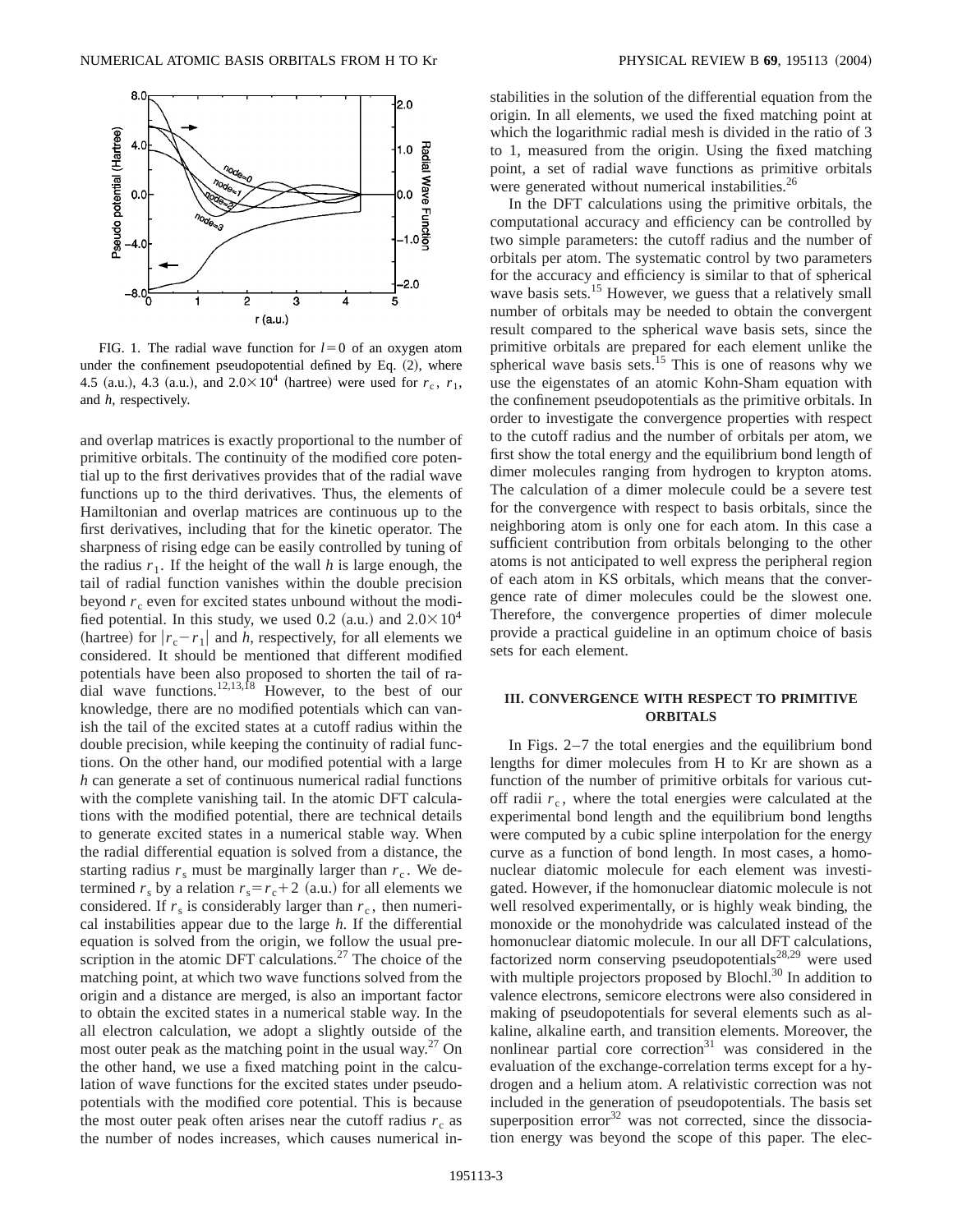8.0
4.0
0.0
−4.0
−8.0
Pseudo potential (Hartree)
2.0
1.0
0.0
−1.0
−2.0
Radial Wave Function
node=0
node=1
node=2
node=3
0 1 2 3 4 5
r (a.u.)

FIG. 1. The radial wave function for $l=0$ of an oxygen atom under the confinement pseudopotential defined by Eq. (2), where 4.5 (a.u.), 4.3 (a.u.), and $2.0\times10^4$ (hartree) were used for $r_c$, $r_1$, and $h$, respectively.

and overlap matrices is exactly proportional to the number of primitive orbitals. The continuity of the modified core potential up to the first derivatives provides that of the radial wave functions up to the third derivatives. Thus, the elements of Hamiltonian and overlap matrices are continuous up to the first derivatives, including that for the kinetic operator. The sharpness of rising edge can be easily controlled by tuning of the radius $r_1$. If the height of the wall $h$ is large enough, the tail of radial function vanishes within the double precision beyond $r_c$ even for excited states unbound without the modified potential. In this study, we used 0.2 (a.u.) and $2.0\times10^4$ (hartree) for $|r_c-r_1|$ and $h$, respectively, for all elements we considered. It should be mentioned that different modified potentials have been also proposed to shorten the tail of radial wave functions.[12,13,18] However, to the best of our knowledge, there are no modified potentials which can vanish the tail of the excited states at a cutoff radius within the double precision, while keeping the continuity of radial functions. On the other hand, our modified potential with a large $h$ can generate a set of continuous numerical radial functions with the complete vanishing tail. In the atomic DFT calculations with the modified potential, there are technical details to generate excited states in a numerical stable way. When the radial differential equation is solved from a distance, the starting radius $r_s$ must be marginally larger than $r_c$. We determined $r_s$ by a relation $r_s=r_c+2$ (a.u.) for all elements we considered. If $r_s$ is considerably larger than $r_c$, then numerical instabilities appear due to the large $h$. If the differential equation is solved from the origin, we follow the usual prescription in the atomic DFT calculations.[27] The choice of the matching point, at which two wave functions solved from the origin and a distance are merged, is also an important factor to obtain the excited states in a numerical stable way. In the all electron calculation, we adopt a slightly outside of the most outer peak as the matching point in the usual way.[27] On the other hand, we use a fixed matching point in the calculation of wave functions for the excited states under pseudopotentials with the modified core potential. This is because the most outer peak often arises near the cutoff radius $r_c$ as the number of nodes increases, which causes numerical instabilities in the solution of the differential equation from the origin. In all elements, we used the fixed matching point at which the logarithmic radial mesh is divided in the ratio of 3 to 1, measured from the origin. Using the fixed matching point, a set of radial wave functions as primitive orbitals were generated without numerical instabilities.[26]

In the DFT calculations using the primitive orbitals, the computational accuracy and efficiency can be controlled by two simple parameters: the cutoff radius and the number of orbitals per atom. The systematic control by two parameters for the accuracy and efficiency is similar to that of spherical wave basis sets.[15] However, we guess that a relatively small number of orbitals may be needed to obtain the convergent result compared to the spherical wave basis sets, since the primitive orbitals are prepared for each element unlike the spherical wave basis sets.[15] This is one of reasons why we use the eigenstates of an atomic Kohn-Sham equation with the confinement pseudopotentials as the primitive orbitals. In order to investigate the convergence properties with respect to the cutoff radius and the number of orbitals per atom, we first show the total energy and the equilibrium bond length of dimer molecules ranging from hydrogen to krypton atoms. The calculation of a dimer molecule could be a severe test for the convergence with respect to basis orbitals, since the neighboring atom is only one for each atom. In this case a sufficient contribution from orbitals belonging to the other atoms is not anticipated to well express the peripheral region of each atom in KS orbitals, which means that the convergence rate of dimer molecules could be the slowest one. Therefore, the convergence properties of dimer molecule provide a practical guideline in an optimum choice of basis sets for each element.

## III. CONVERGENCE WITH RESPECT TO PRIMITIVE ORBITALS

In Figs. 2–7 the total energies and the equilibrium bond lengths for dimer molecules from H to Kr are shown as a function of the number of primitive orbitals for various cutoff radii $r_c$, where the total energies were calculated at the experimental bond length and the equilibrium bond lengths were computed by a cubic spline interpolation for the energy curve as a function of bond length. In most cases, a homonuclear diatomic molecule for each element was investigated. However, if the homonuclear diatomic molecule is not well resolved experimentally, or is highly weak binding, the monoxide or the monohydride was calculated instead of the homonuclear diatomic molecule. In our all DFT calculations, factorized norm conserving pseudopotentials[28,29] were used with multiple projectors proposed by Blochl.[30] In addition to valence electrons, semicore electrons were also considered in making of pseudopotentials for several elements such as alkaline, alkaline earth, and transition elements. Moreover, the nonlinear partial core correction[31] was considered in the evaluation of the exchange-correlation terms except for a hydrogen and a helium atom. A relativistic correction was not included in the generation of pseudopotentials. The basis set superposition error[32] was not corrected, since the dissociation energy was beyond the scope of this paper. The elec-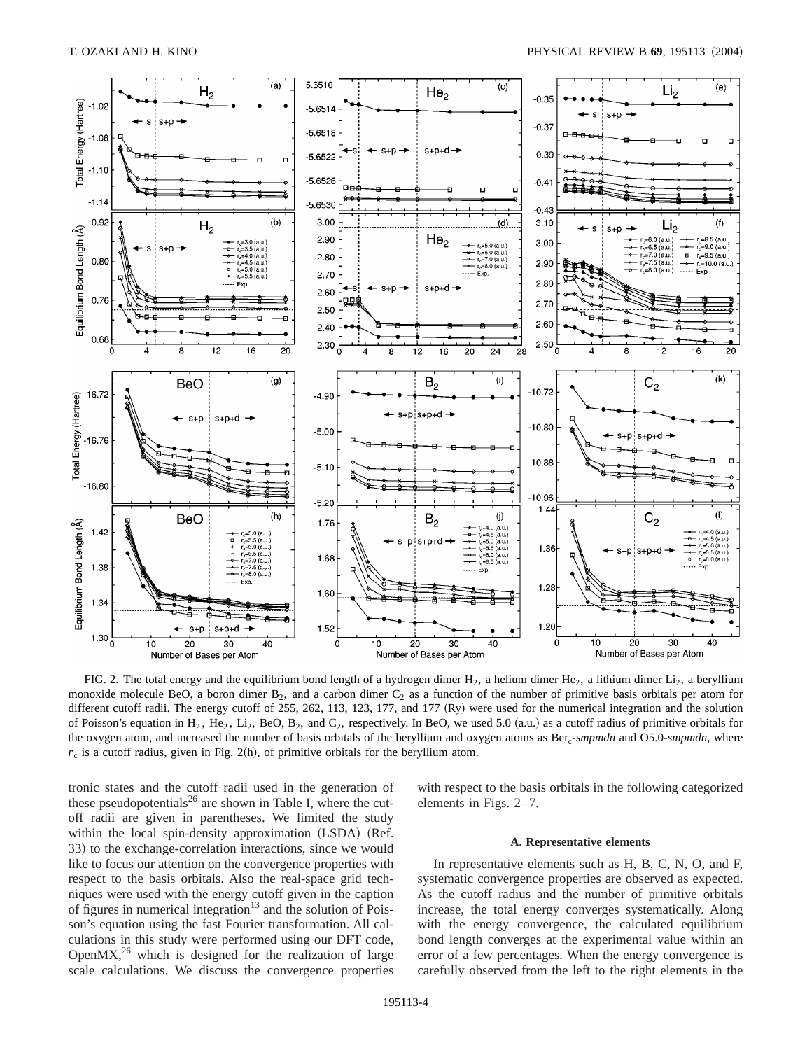FIG. 2. The total energy and the equilibrium bond length of a hydrogen dimer $H_2$, a helium dimer $He_2$, a lithium dimer $Li_2$, a beryllium monoxide molecule BeO, a boron dimer $B_2$, and a carbon dimer $C_2$ as a function of the number of primitive basis orbitals per atom for different cutoff radii. The energy cutoff of 255, 262, 113, 123, 177, and 177 (Ry) were used for the numerical integration and the solution of Poisson's equation in $H_2$, $He_2$, $Li_2$, BeO, $B_2$, and $C_2$, respectively. In BeO, we used 5.0 (a.u.) as a cutoff radius of primitive orbitals for the oxygen atom, and increased the number of basis orbitals of the beryllium and oxygen atoms as Be$r_c$-*smpmdn* and O5.0-*smpmdn*, where $r_c$ is a cutoff radius, given in Fig. 2(h), of primitive orbitals for the beryllium atom.

tronic states and the cutoff radii used in the generation of these pseudopotentials[26] are shown in Table I, where the cutoff radii are given in parentheses. We limited the study within the local spin-density approximation (LSDA) (Ref. 33) to the exchange-correlation interactions, since we would like to focus our attention on the convergence properties with respect to the basis orbitals. Also the real-space grid techniques were used with the energy cutoff given in the caption of figures in numerical integration[13] and the solution of Poisson's equation using the fast Fourier transformation. All calculations in this study were performed using our DFT code, OpenMX,[26] which is designed for the realization of large scale calculations. We discuss the convergence properties with respect to the basis orbitals in the following categorized elements in Figs. 2–7.

### A. Representative elements

In representative elements such as H, B, C, N, O, and F, systematic convergence properties are observed as expected. As the cutoff radius and the number of primitive orbitals increase, the total energy converges systematically. Along with the energy convergence, the calculated equilibrium bond length converges at the experimental value within an error of a few percentages. When the energy convergence is carefully observed from the left to the right elements in the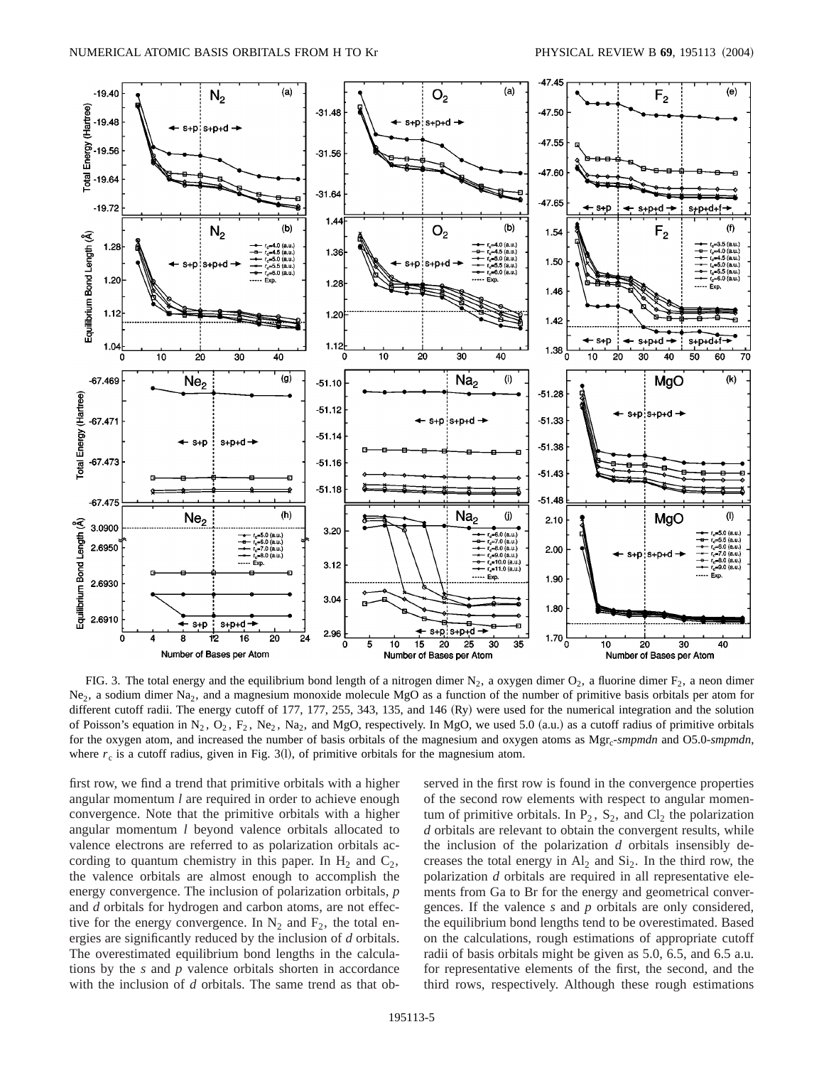FIG. 3. The total energy and the equilibrium bond length of a nitrogen dimer $N_2$, a oxygen dimer $O_2$, a fluorine dimer $F_2$, a neon dimer $Ne_2$, a sodium dimer $Na_2$, and a magnesium monoxide molecule MgO as a function of the number of primitive basis orbitals per atom for different cutoff radii. The energy cutoff of 177, 177, 255, 343, 135, and 146 (Ry) were used for the numerical integration and the solution of Poisson's equation in $N_2$, $O_2$, $F_2$, $Ne_2$, $Na_2$, and MgO, respectively. In MgO, we used 5.0 (a.u.) as a cutoff radius of primitive orbitals for the oxygen atom, and increased the number of basis orbitals of the magnesium and oxygen atoms as Mg$r_c$-*smpmdn* and O5.0-*smpmdn*, where $r_c$ is a cutoff radius, given in Fig. 3(l), of primitive orbitals for the magnesium atom.

first row, we find a trend that primitive orbitals with a higher angular momentum $l$ are required in order to achieve enough convergence. Note that the primitive orbitals with a higher angular momentum $l$ beyond valence orbitals allocated to valence electrons are referred to as polarization orbitals according to quantum chemistry in this paper. In $H_2$ and $C_2$, the valence orbitals are almost enough to accomplish the energy convergence. The inclusion of polarization orbitals, $p$ and $d$ orbitals for hydrogen and carbon atoms, are not effective for the energy convergence. In $N_2$ and $F_2$, the total energies are significantly reduced by the inclusion of $d$ orbitals. The overestimated equilibrium bond lengths in the calculations by the $s$ and $p$ valence orbitals shorten in accordance with the inclusion of $d$ orbitals. The same trend as that observed in the first row is found in the convergence properties of the second row elements with respect to angular momentum of primitive orbitals. In $P_2$, $S_2$, and $Cl_2$ the polarization $d$ orbitals are relevant to obtain the convergent results, while the inclusion of the polarization $d$ orbitals insensibly decreases the total energy in $Al_2$ and $Si_2$. In the third row, the polarization $d$ orbitals are required in all representative elements from Ga to Br for the energy and geometrical convergences. If the valence $s$ and $p$ orbitals are only considered, the equilibrium bond lengths tend to be overestimated. Based on the calculations, rough estimations of appropriate cutoff radii of basis orbitals might be given as 5.0, 6.5, and 6.5 a.u. for representative elements of the first, the second, and the third rows, respectively. Although these rough estimations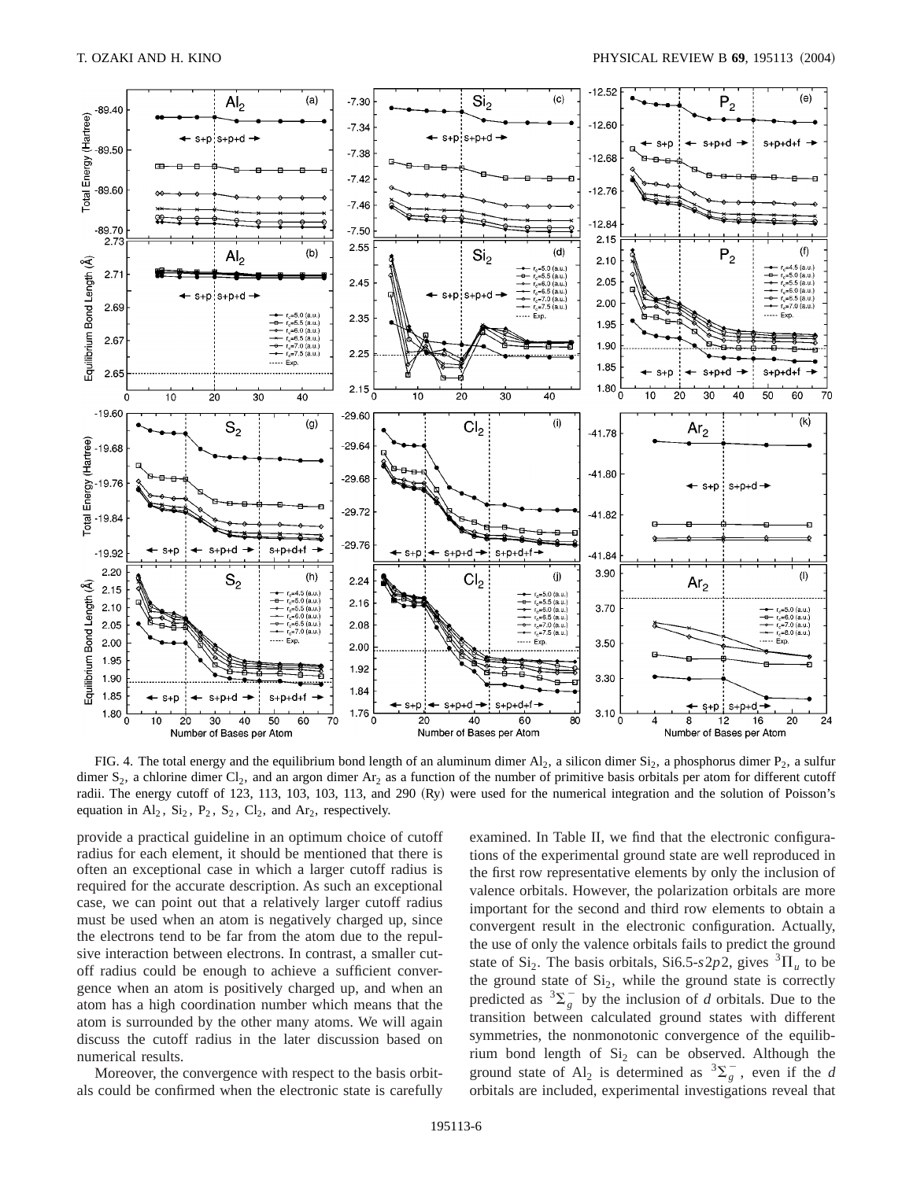FIG. 4. The total energy and the equilibrium bond length of an aluminum dimer $Al_2$, a silicon dimer $Si_2$, a phosphorus dimer $P_2$, a sulfur dimer $S_2$, a chlorine dimer $Cl_2$, and an argon dimer $Ar_2$ as a function of the number of primitive basis orbitals per atom for different cutoff radii. The energy cutoff of 123, 113, 103, 103, 113, and 290 (Ry) were used for the numerical integration and the solution of Poisson's equation in $Al_2$, $Si_2$, $P_2$, $S_2$, $Cl_2$, and $Ar_2$, respectively.

provide a practical guideline in an optimum choice of cutoff radius for each element, it should be mentioned that there is often an exceptional case in which a larger cutoff radius is required for the accurate description. As such an exceptional case, we can point out that a relatively larger cutoff radius must be used when an atom is negatively charged up, since the electrons tend to be far from the atom due to the repulsive interaction between electrons. In contrast, a smaller cutoff radius could be enough to achieve a sufficient convergence when an atom is positively charged up, and when an atom has a high coordination number which means that the atom is surrounded by the other many atoms. We will again discuss the cutoff radius in the later discussion based on numerical results.

Moreover, the convergence with respect to the basis orbitals could be confirmed when the electronic state is carefully examined. In Table II, we find that the electronic configurations of the experimental ground state are well reproduced in the first row representative elements by only the inclusion of valence orbitals. However, the polarization orbitals are more important for the second and third row elements to obtain a convergent result in the electronic configuration. Actually, the use of only the valence orbitals fails to predict the ground state of $Si_2$. The basis orbitals, Si6.5-$s2p2$, gives $^3\Pi_u$ to be the ground state of $Si_2$, while the ground state is correctly predicted as $^3\Sigma_g^-$ by the inclusion of $d$ orbitals. Due to the transition between calculated ground states with different symmetries, the nonmonotonic convergence of the equilibrium bond length of $Si_2$ can be observed. Although the ground state of $Al_2$ is determined as $^3\Sigma_g^-$, even if the $d$ orbitals are included, experimental investigations reveal that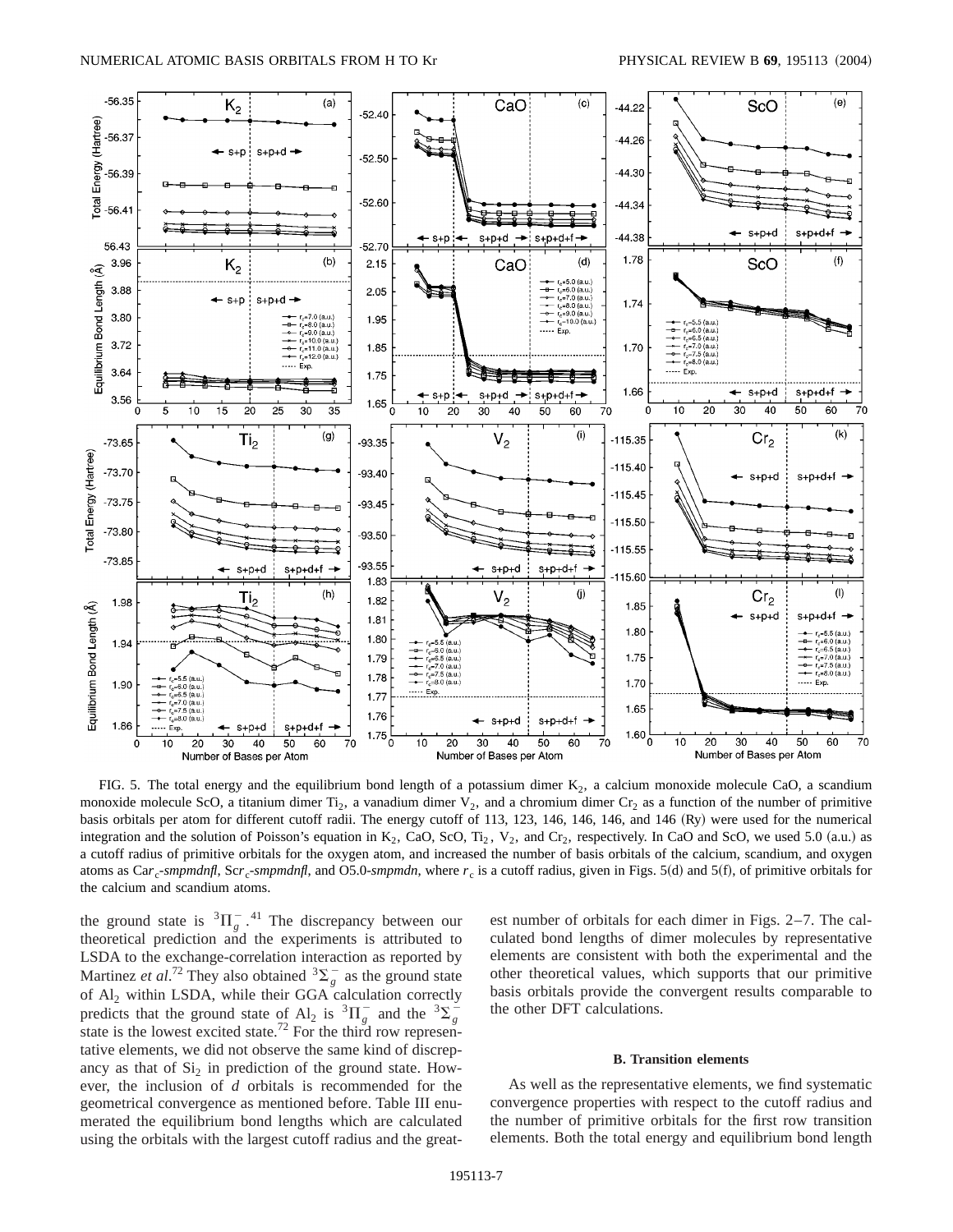FIG. 5. The total energy and the equilibrium bond length of a potassium dimer $K_2$, a calcium monoxide molecule CaO, a scandium monoxide molecule ScO, a titanium dimer $Ti_2$, a vanadium dimer $V_2$, and a chromium dimer $Cr_2$ as a function of the number of primitive basis orbitals per atom for different cutoff radii. The energy cutoff of 113, 123, 146, 146, 146, and 146 (Ry) were used for the numerical integration and the solution of Poisson's equation in $K_2$, CaO, ScO, $Ti_2$, $V_2$, and $Cr_2$, respectively. In CaO and ScO, we used 5.0 (a.u.) as a cutoff radius of primitive orbitals for the oxygen atom, and increased the number of basis orbitals of the calcium, scandium, and oxygen atoms as Ca$r_c$-*smpmdnfl*, Sc$r_c$-*smpmdnfl*, and O5.0-*smpmdn*, where $r_c$ is a cutoff radius, given in Figs. 5(d) and 5(f), of primitive orbitals for the calcium and scandium atoms.

the ground state is $^3\Pi_g^-$.[41] The discrepancy between our theoretical prediction and the experiments is attributed to LSDA to the exchange-correlation interaction as reported by Martinez *et al.*[72] They also obtained $^3\Sigma_g^-$ as the ground state of $Al_2$ within LSDA, while their GGA calculation correctly predicts that the ground state of $Al_2$ is $^3\Pi_g^-$ and the $^3\Sigma_g^-$ state is the lowest excited state.[72] For the third row representative elements, we did not observe the same kind of discrepancy as that of $Si_2$ in prediction of the ground state. However, the inclusion of *d* orbitals is recommended for the geometrical convergence as mentioned before. Table III enumerated the equilibrium bond lengths which are calculated using the orbitals with the largest cutoff radius and the greatest number of orbitals for each dimer in Figs. 2–7. The calculated bond lengths of dimer molecules by representative elements are consistent with both the experimental and the other theoretical values, which supports that our primitive basis orbitals provide the convergent results comparable to the other DFT calculations.

### B. Transition elements

As well as the representative elements, we find systematic convergence properties with respect to the cutoff radius and the number of primitive orbitals for the first row transition elements. Both the total energy and equilibrium bond length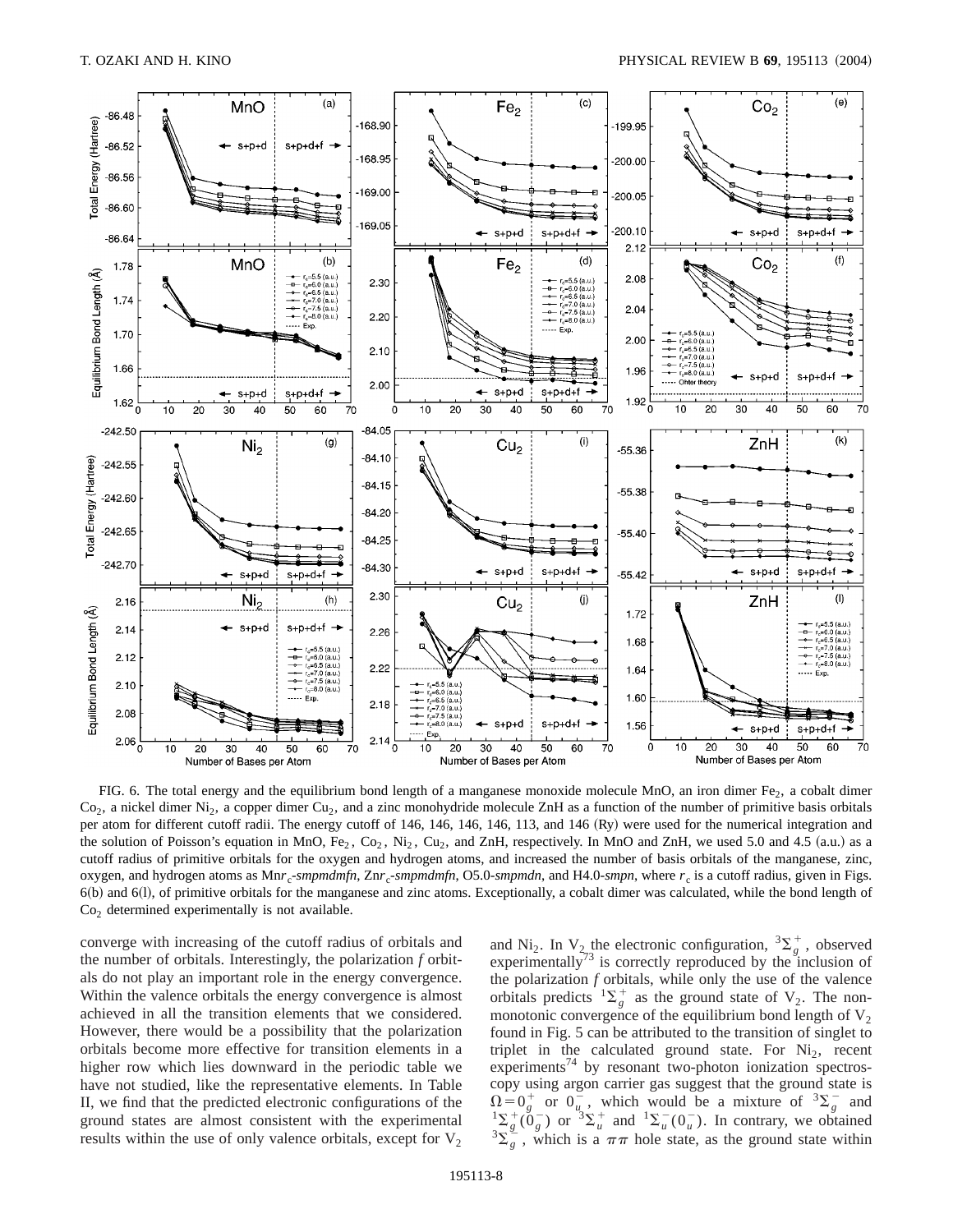FIG. 6. The total energy and the equilibrium bond length of a manganese monoxide molecule MnO, an iron dimer $Fe_2$, a cobalt dimer $Co_2$, a nickel dimer $Ni_2$, a copper dimer $Cu_2$, and a zinc monohydride molecule ZnH as a function of the number of primitive basis orbitals per atom for different cutoff radii. The energy cutoff of 146, 146, 146, 146, 113, and 146 (Ry) were used for the numerical integration and the solution of Poisson's equation in MnO, $Fe_2$, $Co_2$, $Ni_2$, $Cu_2$, and ZnH, respectively. In MnO and ZnH, we used 5.0 and 4.5 (a.u.) as a cutoff radius of primitive orbitals for the oxygen and hydrogen atoms, and increased the number of basis orbitals of the manganese, zinc, oxygen, and hydrogen atoms as Mn$r_c$-*smpmdmfn*, Zn$r_c$-*smpmdmfn*, O5.0-*smpmdn*, and H4.0-*smpn*, where $r_c$ is a cutoff radius, given in Figs. 6(b) and 6(l), of primitive orbitals for the manganese and zinc atoms. Exceptionally, a cobalt dimer was calculated, while the bond length of $Co_2$ determined experimentally is not available.

converge with increasing of the cutoff radius of orbitals and the number of orbitals. Interestingly, the polarization *f* orbitals do not play an important role in the energy convergence. Within the valence orbitals the energy convergence is almost achieved in all the transition elements that we considered. However, there would be a possibility that the polarization orbitals become more effective for transition elements in a higher row which lies downward in the periodic table we have not studied, like the representative elements. In Table II, we find that the predicted electronic configurations of the ground states are almost consistent with the experimental results within the use of only valence orbitals, except for $V_2$ and $Ni_2$. In $V_2$ the electronic configuration, $^3\Sigma_g^+$, observed experimentally[73] is correctly reproduced by the inclusion of the polarization *f* orbitals, while only the use of the valence orbitals predicts $^1\Sigma_g^+$ as the ground state of $V_2$. The nonmonotonic convergence of the equilibrium bond length of $V_2$ found in Fig. 5 can be attributed to the transition of singlet to triplet in the calculated ground state. For $Ni_2$, recent experiments[74] by resonant two-photon ionization spectroscopy using argon carrier gas suggest that the ground state is $\Omega=0_g^+$ or $0_u^-$, which would be a mixture of $^3\Sigma_g^-$ and $^1\Sigma_g^+(0_g^-)$ or $^3\Sigma_u^+$ and $^1\Sigma_u^-(0_u^-)$. In contrary, we obtained $^3\Sigma_g^-$, which is a $\pi\pi$ hole state, as the ground state within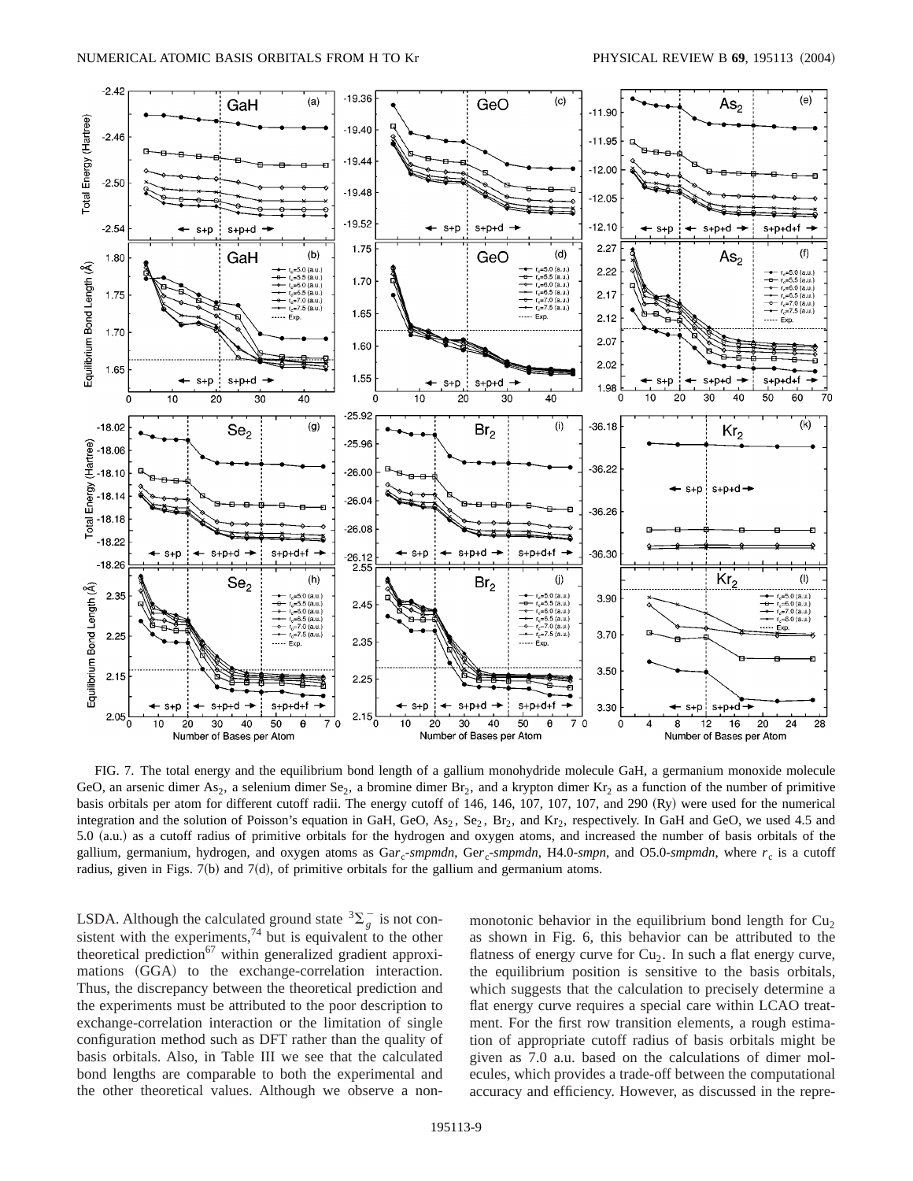FIG. 7. The total energy and the equilibrium bond length of a gallium monohydride molecule GaH, a germanium monoxide molecule GeO, an arsenic dimer $As_2$, a selenium dimer $Se_2$, a bromine dimer $Br_2$, and a krypton dimer $Kr_2$ as a function of the number of primitive basis orbitals per atom for different cutoff radii. The energy cutoff of 146, 146, 107, 107, 107, and 290 (Ry) were used for the numerical integration and the solution of Poisson's equation in GaH, GeO, $As_2$, $Se_2$, $Br_2$, and $Kr_2$, respectively. In GaH and GeO, we used 4.5 and 5.0 (a.u.) as a cutoff radius of primitive orbitals for the hydrogen and oxygen atoms, and increased the number of basis orbitals of the gallium, germanium, hydrogen, and oxygen atoms as Ga$r_c$-*smpmdn*, Ge$r_c$-*smpmdn*, H4.0-*smpn*, and O5.0-*smpmdn*, where $r_c$ is a cutoff radius, given in Figs. 7(b) and 7(d), of primitive orbitals for the gallium and germanium atoms.

LSDA. Although the calculated ground state $^3\Sigma_g^-$ is not consistent with the experiments,[74] but is equivalent to the other theoretical prediction[67] within generalized gradient approximations (GGA) to the exchange-correlation interaction. Thus, the discrepancy between the theoretical prediction and the experiments must be attributed to the poor description to exchange-correlation interaction or the limitation of single configuration method such as DFT rather than the quality of basis orbitals. Also, in Table III we see that the calculated bond lengths are comparable to both the experimental and the other theoretical values. Although we observe a nonmonotonic behavior in the equilibrium bond length for $Cu_2$ as shown in Fig. 6, this behavior can be attributed to the flatness of energy curve for $Cu_2$. In such a flat energy curve, the equilibrium position is sensitive to the basis orbitals, which suggests that the calculation to precisely determine a flat energy curve requires a special care within LCAO treatment. For the first row transition elements, a rough estimation of appropriate cutoff radius of basis orbitals might be given as 7.0 a.u. based on the calculations of dimer molecules, which provides a trade-off between the computational accuracy and efficiency. However, as discussed in the repre-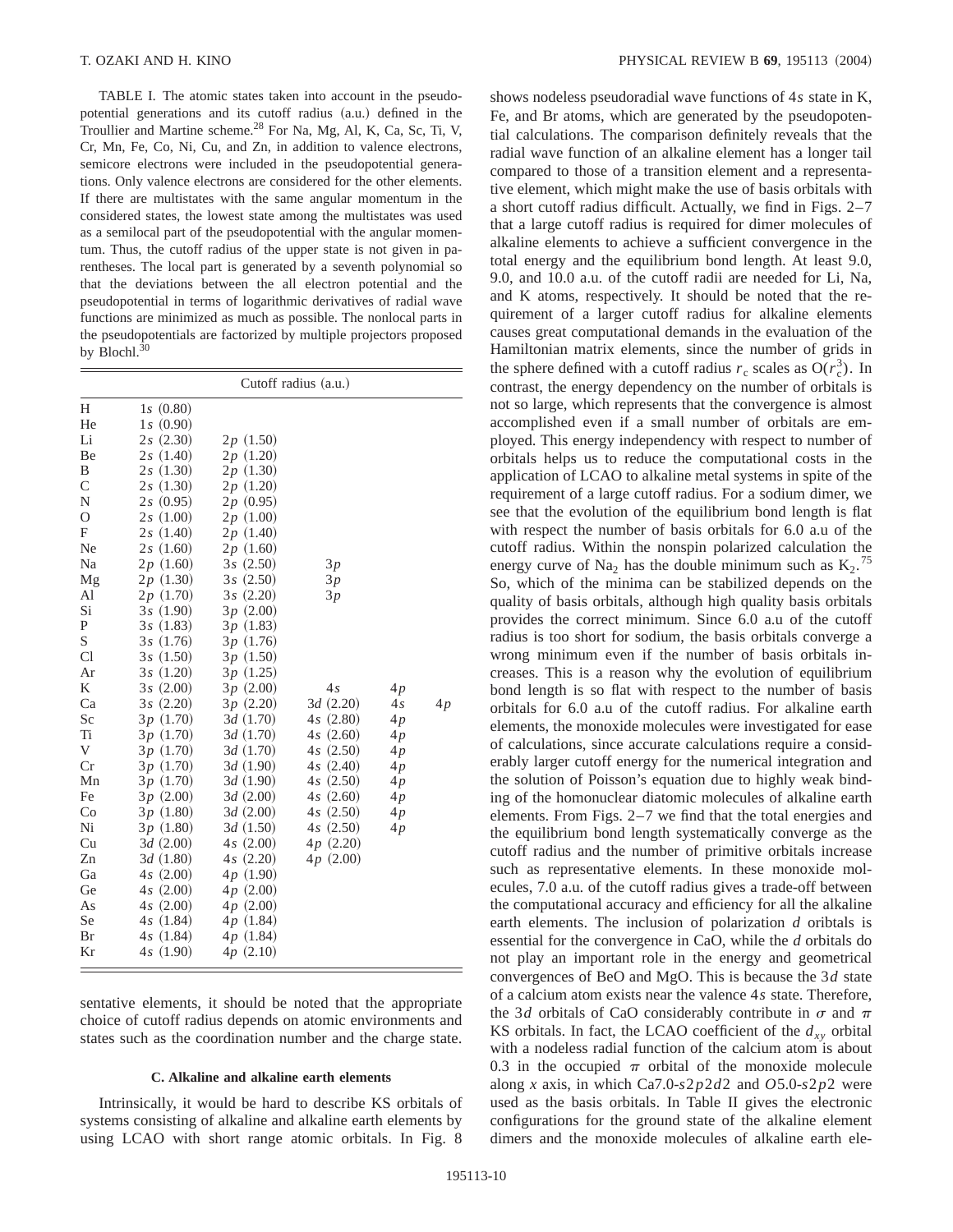TABLE I. The atomic states taken into account in the pseudopotential generations and its cutoff radius (a.u.) defined in the Troullier and Martine scheme.[28] For Na, Mg, Al, K, Ca, Sc, Ti, V, Cr, Mn, Fe, Co, Ni, Cu, and Zn, in addition to valence electrons, semicore electrons were included in the pseudopotential generations. Only valence electrons are considered for the other elements. If there are multistates with the same angular momentum in the considered states, the lowest state among the multistates was used as a semilocal part of the pseudopotential with the angular momentum. Thus, the cutoff radius of the upper state is not given in parentheses. The local part is generated by a seventh polynomial so that the deviations between the all electron potential and the pseudopotential in terms of logarithmic derivatives of radial wave functions are minimized as much as possible. The nonlocal parts in the pseudopotentials are factorized by multiple projectors proposed by Blochl.[30]

| | Cutoff radius (a.u.) | | | | |
|---|---|---|---|---|---|
| H | 1*s* (0.80) | | | | |
| He | 1*s* (0.90) | | | | |
| Li | 2*s* (2.30) | 2*p* (1.50) | | | |
| Be | 2*s* (1.40) | 2*p* (1.20) | | | |
| B | 2*s* (1.30) | 2*p* (1.30) | | | |
| C | 2*s* (1.30) | 2*p* (1.20) | | | |
| N | 2*s* (0.95) | 2*p* (0.95) | | | |
| O | 2*s* (1.00) | 2*p* (1.00) | | | |
| F | 2*s* (1.40) | 2*p* (1.40) | | | |
| Ne | 2*s* (1.60) | 2*p* (1.60) | | | |
| Na | 2*p* (1.60) | 3*s* (2.50) | 3*p* | | |
| Mg | 2*p* (1.30) | 3*s* (2.50) | 3*p* | | |
| Al | 2*p* (1.70) | 3*s* (2.20) | 3*p* | | |
| Si | 3*s* (1.90) | 3*p* (2.00) | | | |
| P | 3*s* (1.83) | 3*p* (1.83) | | | |
| S | 3*s* (1.76) | 3*p* (1.76) | | | |
| Cl | 3*s* (1.50) | 3*p* (1.50) | | | |
| Ar | 3*s* (1.20) | 3*p* (1.25) | | | |
| K | 3*s* (2.00) | 3*p* (2.00) | 4*s* | 4*p* | |
| Ca | 3*s* (2.20) | 3*p* (2.20) | 3*d* (2.20) | 4*s* | 4*p* |
| Sc | 3*p* (1.70) | 3*d* (1.70) | 4*s* (2.80) | 4*p* | |
| Ti | 3*p* (1.70) | 3*d* (1.70) | 4*s* (2.60) | 4*p* | |
| V | 3*p* (1.70) | 3*d* (1.70) | 4*s* (2.50) | 4*p* | |
| Cr | 3*p* (1.70) | 3*d* (1.90) | 4*s* (2.40) | 4*p* | |
| Mn | 3*p* (1.70) | 3*d* (1.90) | 4*s* (2.50) | 4*p* | |
| Fe | 3*p* (2.00) | 3*d* (2.00) | 4*s* (2.60) | 4*p* | |
| Co | 3*p* (1.80) | 3*d* (2.00) | 4*s* (2.50) | 4*p* | |
| Ni | 3*p* (1.80) | 3*d* (1.50) | 4*s* (2.50) | 4*p* | |
| Cu | 3*d* (2.00) | 4*s* (2.00) | 4*p* (2.20) | | |
| Zn | 3*d* (1.80) | 4*s* (2.20) | 4*p* (2.00) | | |
| Ga | 4*s* (2.00) | 4*p* (1.90) | | | |
| Ge | 4*s* (2.00) | 4*p* (2.00) | | | |
| As | 4*s* (2.00) | 4*p* (2.00) | | | |
| Se | 4*s* (1.84) | 4*p* (1.84) | | | |
| Br | 4*s* (1.84) | 4*p* (1.84) | | | |
| Kr | 4*s* (1.90) | 4*p* (2.10) | | | |

sentative elements, it should be noted that the appropriate choice of cutoff radius depends on atomic environments and states such as the coordination number and the charge state.

### C. Alkaline and alkaline earth elements

Intrinsically, it would be hard to describe KS orbitals of systems consisting of alkaline and alkaline earth elements by using LCAO with short range atomic orbitals. In Fig. 8 shows nodeless pseudoradial wave functions of 4*s* state in K, Fe, and Br atoms, which are generated by the pseudopotential calculations. The comparison definitely reveals that the radial wave function of an alkaline element has a longer tail compared to those of a transition element and a representative element, which might make the use of basis orbitals with a short cutoff radius difficult. Actually, we find in Figs. 2–7 that a large cutoff radius is required for dimer molecules of alkaline elements to achieve a sufficient convergence in the total energy and the equilibrium bond length. At least 9.0, 9.0, and 10.0 a.u. of the cutoff radii are needed for Li, Na, and K atoms, respectively. It should be noted that the requirement of a larger cutoff radius for alkaline elements causes great computational demands in the evaluation of the Hamiltonian matrix elements, since the number of grids in the sphere defined with a cutoff radius $r_c$ scales as $O(r_c^3)$. In contrast, the energy dependency on the number of orbitals is not so large, which represents that the convergence is almost accomplished even if a small number of orbitals are employed. This energy independency with respect to number of orbitals helps us to reduce the computational costs in the application of LCAO to alkaline metal systems in spite of the requirement of a large cutoff radius. For a sodium dimer, we see that the evolution of the equilibrium bond length is flat with respect the number of basis orbitals for 6.0 a.u of the cutoff radius. Within the nonspin polarized calculation the energy curve of $Na_2$ has the double minimum such as $K_2$.[75] So, which of the minima can be stabilized depends on the quality of basis orbitals, although high quality basis orbitals provides the correct minimum. Since 6.0 a.u of the cutoff radius is too short for sodium, the basis orbitals converge a wrong minimum even if the number of basis orbitals increases. This is a reason why the evolution of equilibrium bond length is so flat with respect to the number of basis orbitals for 6.0 a.u of the cutoff radius. For alkaline earth elements, the monoxide molecules were investigated for ease of calculations, since accurate calculations require a considerably larger cutoff energy for the numerical integration and the solution of Poisson's equation due to highly weak binding of the homonuclear diatomic molecules of alkaline earth elements. From Figs. 2–7 we find that the total energies and the equilibrium bond length systematically converge as the cutoff radius and the number of primitive orbitals increase such as representative elements. In these monoxide molecules, 7.0 a.u. of the cutoff radius gives a trade-off between the computational accuracy and efficiency for all the alkaline earth elements. The inclusion of polarization *d* oribtals is essential for the convergence in CaO, while the *d* orbitals do not play an important role in the energy and geometrical convergences of BeO and MgO. This is because the 3*d* state of a calcium atom exists near the valence 4*s* state. Therefore, the 3*d* orbitals of CaO considerably contribute in $\sigma$ and $\pi$ KS orbitals. In fact, the LCAO coefficient of the $d_{xy}$ orbital with a nodeless radial function of the calcium atom is about 0.3 in the occupied $\pi$ orbital of the monoxide molecule along *x* axis, in which Ca7.0-*s*2*p*2*d*2 and *O*5.0-*s*2*p*2 were used as the basis orbitals. In Table II gives the electronic configurations for the ground state of the alkaline element dimers and the monoxide molecules of alkaline earth ele-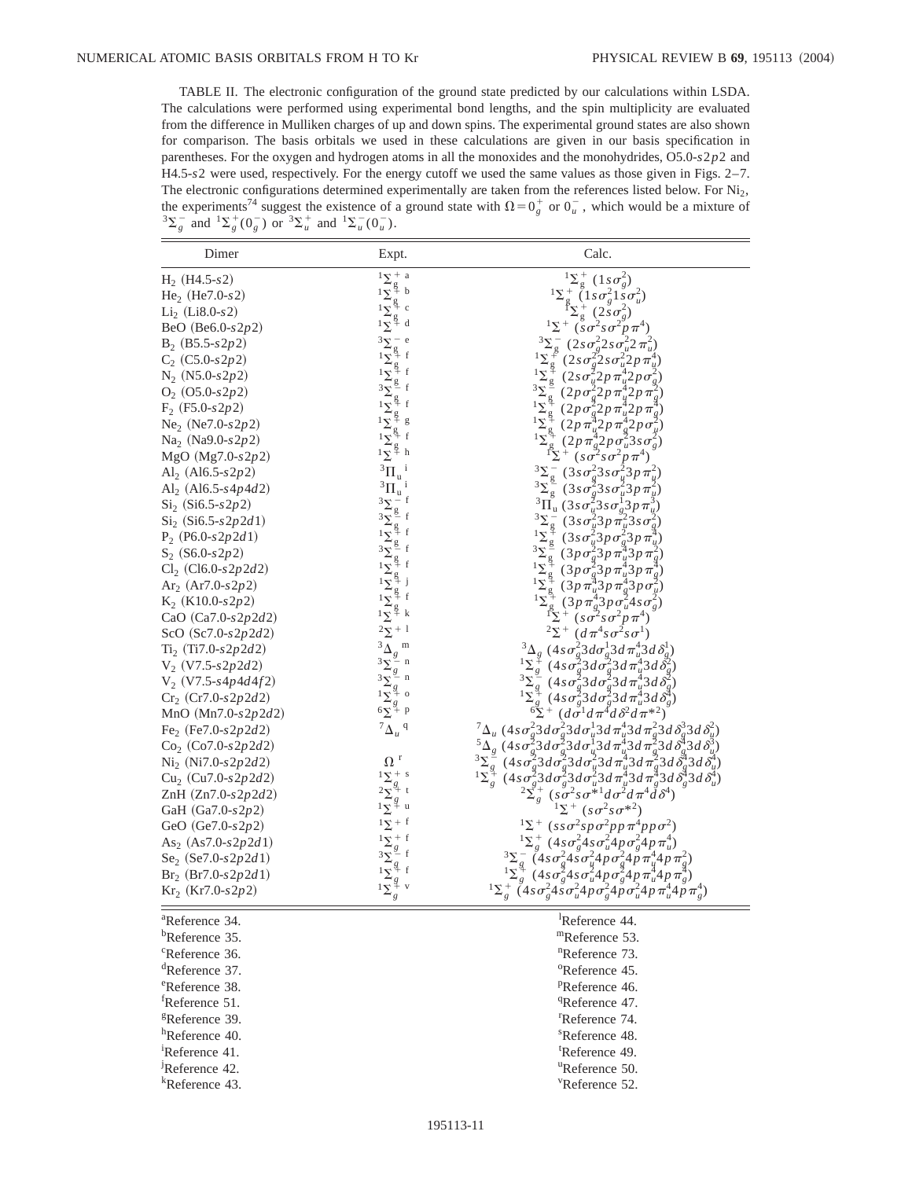TABLE II. The electronic configuration of the ground state predicted by our calculations within LSDA. The calculations were performed using experimental bond lengths, and the spin multiplicity are evaluated from the difference in Mulliken charges of up and down spins. The experimental ground states are also shown for comparison. The basis orbitals we used in these calculations are given in our basis specification in parentheses. For the oxygen and hydrogen atoms in all the monoxides and the monohydrides, O5.0-*s*2*p*2 and H4.5-*s*2 were used, respectively. For the energy cutoff we used the same values as those given in Figs. 2–7. The electronic configurations determined experimentally are taken from the references listed below. For $Ni_2$, the experiments[74] suggest the existence of a ground state with $\Omega=0_g^+$ or $0_u^-$, which would be a mixture of ${}^3\Sigma_g^-$ and ${}^1\Sigma_g^+(0_g^-)$ or ${}^3\Sigma_u^+$ and ${}^1\Sigma_u^-(0_u^-)$.

| Dimer | Expt. | Calc. |
|---|---|---|
| $H_2$ (H4.5-*s*2) | ${}^1\Sigma_g^+$ [a] | ${}^1\Sigma_g^+$ $(1s\sigma_g^2)$ |
| $He_2$ (He7.0-*s*2) | ${}^1\Sigma_g^+$ [b] | ${}^1\Sigma_g^+$ $(1s\sigma_g^2 1s\sigma_u^2)$ |
| $Li_2$ (Li8.0-*s*2) | ${}^1\Sigma_g^+$ [c] | ${}^1\Sigma_g^+$ $(2s\sigma_g^2)$ |
| BeO (Be6.0-*s*2*p*2) | ${}^1\Sigma^+$ [d] | ${}^1\Sigma^+$ $(s\sigma^2 s\sigma^2 p\pi^4)$ |
| $B_2$ (B5.5-*s*2*p*2) | ${}^3\Sigma_g^-$ [e] | ${}^3\Sigma_g^-$ $(2s\sigma_g^2 2s\sigma_u^2 2\pi_u^2)$ |
| $C_2$ (C5.0-*s*2*p*2) | ${}^1\Sigma_g^+$ [f] | ${}^1\Sigma_g^+$ $(2s\sigma_g^2 2s\sigma_u^2 2p\pi_u^4)$ |
| $N_2$ (N5.0-*s*2*p*2) | ${}^1\Sigma_g^+$ [f] | ${}^1\Sigma_g^+$ $(2s\sigma_u^2 2p\pi_u^4 2p\sigma_g^2)$ |
| $O_2$ (O5.0-*s*2*p*2) | ${}^3\Sigma_g^-$ [f] | ${}^3\Sigma_g^-$ $(2p\sigma_g^2 2p\pi_u^4 2p\pi_g^2)$ |
| $F_2$ (F5.0-*s*2*p*2) | ${}^1\Sigma_g^+$ [f] | ${}^1\Sigma_g^+$ $(2p\sigma_g^2 2p\pi_u^4 2p\pi_g^4)$ |
| $Ne_2$ (Ne7.0-*s*2*p*2) | ${}^1\Sigma_g^+$ [g] | ${}^1\Sigma_g^+$ $(2p\pi_u^4 2p\pi_g^4 2p\sigma_u^2)$ |
| $Na_2$ (Na9.0-*s*2*p*2) | ${}^1\Sigma_g^+$ [f] | ${}^1\Sigma_g^+$ $(2p\pi_g^4 2p\sigma_u^2 3s\sigma_g^2)$ |
| MgO (Mg7.0-*s*2*p*2) | ${}^1\Sigma^+$ [h] | ${}^1\Sigma^+$ $(s\sigma^2 s\sigma^2 p\pi^4)$ |
| $Al_2$ (Al6.5-*s*2*p*2) | ${}^3\Pi_u$ [i] | ${}^3\Sigma_g^-$ $(3s\sigma_g^2 3s\sigma_u^2 3p\pi_u^2)$ |
| $Al_2$ (Al6.5-*s*4*p*4*d*2) | ${}^3\Pi_u$ [i] | ${}^3\Sigma_g^-$ $(3s\sigma_g^2 3s\sigma_u^2 3p\pi_u^2)$ |
| $Si_2$ (Si6.5-*s*2*p*2) | ${}^3\Sigma_g^-$ [f] | ${}^3\Pi_u$ $(3s\sigma_u^2 3s\sigma_g^1 3p\pi_u^3)$ |
| $Si_2$ (Si6.5-*s*2*p*2*d*1) | ${}^3\Sigma_g^-$ [f] | ${}^3\Sigma_g^-$ $(3s\sigma_u^2 3p\pi_u^2 3s\sigma_g^2)$ |
| $P_2$ (P6.0-*s*2*p*2*d*1) | ${}^1\Sigma_g^+$ [f] | ${}^1\Sigma_g^+$ $(3s\sigma_u^2 3p\sigma_g^2 3p\pi_u^4)$ |
| $S_2$ (S6.0-*s*2*p*2) | ${}^3\Sigma_g^-$ [f] | ${}^3\Sigma_g^-$ $(3p\sigma_g^2 3p\pi_u^4 3p\pi_g^2)$ |
| $Cl_2$ (Cl6.0-*s*2*p*2*d*2) | ${}^1\Sigma_g^+$ [f] | ${}^1\Sigma_g^+$ $(3p\sigma_g^2 3p\pi_u^4 3p\pi_g^4)$ |
| $Ar_2$ (Ar7.0-*s*2*p*2) | ${}^1\Sigma_g^+$ [j] | ${}^1\Sigma_g^+$ $(3p\pi_u^4 3p\pi_g^4 3p\sigma_u^2)$ |
| $K_2$ (K10.0-*s*2*p*2) | ${}^1\Sigma_g^+$ [f] | ${}^1\Sigma_g^+$ $(3p\pi_g^4 3p\sigma_u^2 4s\sigma_g^2)$ |
| CaO (Ca7.0-*s*2*p*2*d*2) | ${}^1\Sigma^+$ [k] | ${}^1\Sigma^+$ $(s\sigma^2 s\sigma^2 p\pi^4)$ |
| ScO (Sc7.0-*s*2*p*2*d*2) | ${}^2\Sigma^+$ [l] | ${}^2\Sigma^+$ $(d\pi^4 s\sigma^2 s\sigma^1)$ |
| $Ti_2$ (Ti7.0-*s*2*p*2*d*2) | ${}^3\Delta_g$ [m] | ${}^3\Delta_g$ $(4s\sigma_g^2 3d\sigma_g^1 3d\pi_u^4 3d\delta_g^1)$ |
| $V_2$ (V7.5-*s*2*p*2*d*2) | ${}^3\Sigma_g^-$ [n] | ${}^1\Sigma_g^+$ $(4s\sigma_g^2 3d\sigma_g^2 3d\pi_u^4 3d\delta_g^2)$ |
| $V_2$ (V7.5-*s*4*p*4*d*4*f*2) | ${}^3\Sigma_g^-$ [n] | ${}^3\Sigma_g^-$ $(4s\sigma_g^2 3d\sigma_g^2 3d\pi_u^4 3d\delta_g^2)$ |
| $Cr_2$ (Cr7.0-*s*2*p*2*d*2) | ${}^1\Sigma_g^+$ [o] | ${}^1\Sigma_g^+$ $(4s\sigma_g^2 3d\sigma_g^2 3d\pi_u^4 3d\delta_g^4)$ |
| MnO (Mn7.0-*s*2*p*2*d*2) | ${}^6\Sigma^+$ [p] | ${}^6\Sigma^+$ $(d\sigma^1 d\pi^4 d\delta^2 d\pi^{*2})$ |
| $Fe_2$ (Fe7.0-*s*2*p*2*d*2) | ${}^7\Delta_u$ [q] | ${}^7\Delta_u$ $(4s\sigma_g^2 3d\sigma_g^2 3d\sigma_u^1 3d\pi_u^4 3d\pi_g^2 3d\delta_g^3 3d\delta_u^2)$ |
| $Co_2$ (Co7.0-*s*2*p*2*d*2) | | ${}^5\Delta_g$ $(4s\sigma_g^2 3d\sigma_g^2 3d\sigma_u^1 3d\pi_u^4 3d\pi_g^2 3d\delta_g^4 3d\delta_u^3)$ |
| $Ni_2$ (Ni7.0-*s*2*p*2*d*2) | $\Omega$ [r] | ${}^3\Sigma_g^-$ $(4s\sigma_g^2 3d\sigma_g^2 3d\sigma_u^2 3d\pi_u^4 3d\pi_g^2 3d\delta_g^4 3d\delta_u^4)$ |
| $Cu_2$ (Cu7.0-*s*2*p*2*d*2) | ${}^1\Sigma_g^+$ [s] | ${}^1\Sigma_g^+$ $(4s\sigma_g^2 3d\sigma_g^2 3d\sigma_u^2 3d\pi_u^4 3d\pi_g^4 3d\delta_g^4 3d\delta_u^4)$ |
| ZnH (Zn7.0-*s*2*p*2*d*2) | ${}^2\Sigma_g^+$ [t] | ${}^2\Sigma_g^+$ $(s\sigma^2 s\sigma^{*1} d\sigma^2 d\pi^4 d\delta^4)$ |
| GaH (Ga7.0-*s*2*p*2) | ${}^1\Sigma^+$ [u] | ${}^1\Sigma^+$ $(s\sigma^2 s\sigma^{*2})$ |
| GeO (Ge7.0-*s*2*p*2) | ${}^1\Sigma^+$ [f] | ${}^1\Sigma^+$ $(ss\sigma^2 sp\sigma^2 pp\pi^4 pp\sigma^2)$ |
| $As_2$ (As7.0-*s*2*p*2*d*1) | ${}^1\Sigma_g^+$ [f] | ${}^1\Sigma_g^+$ $(4s\sigma_g^2 4s\sigma_u^2 4p\sigma_g^2 4p\pi_u^4)$ |
| $Se_2$ (Se7.0-*s*2*p*2*d*1) | ${}^3\Sigma_g^-$ [f] | ${}^3\Sigma_g^-$ $(4s\sigma_g^2 4s\sigma_u^2 4p\sigma_g^2 4p\pi_u^4 4p\pi_g^2)$ |
| $Br_2$ (Br7.0-*s*2*p*2*d*1) | ${}^1\Sigma_g^+$ [f] | ${}^1\Sigma_g^+$ $(4s\sigma_g^2 4s\sigma_u^2 4p\sigma_g^2 4p\pi_u^4 4p\pi_g^4)$ |
| $Kr_2$ (Kr7.0-*s*2*p*2) | ${}^1\Sigma_g^+$ [v] | ${}^1\Sigma_g^+$ $(4s\sigma_g^2 4s\sigma_u^2 4p\sigma_g^2 4p\sigma_u^2 4p\pi_u^4 4p\pi_g^4)$ |

[a]Reference 34.
[b]Reference 35.
[c]Reference 36.
[d]Reference 37.
[e]Reference 38.
[f]Reference 51.
[g]Reference 39.
[h]Reference 40.
[i]Reference 41.
[j]Reference 42.
[k]Reference 43.
[l]Reference 44.
[m]Reference 53.
[n]Reference 73.
[o]Reference 45.
[p]Reference 46.
[q]Reference 47.
[r]Reference 74.
[s]Reference 48.
[t]Reference 49.
[u]Reference 50.
[v]Reference 52.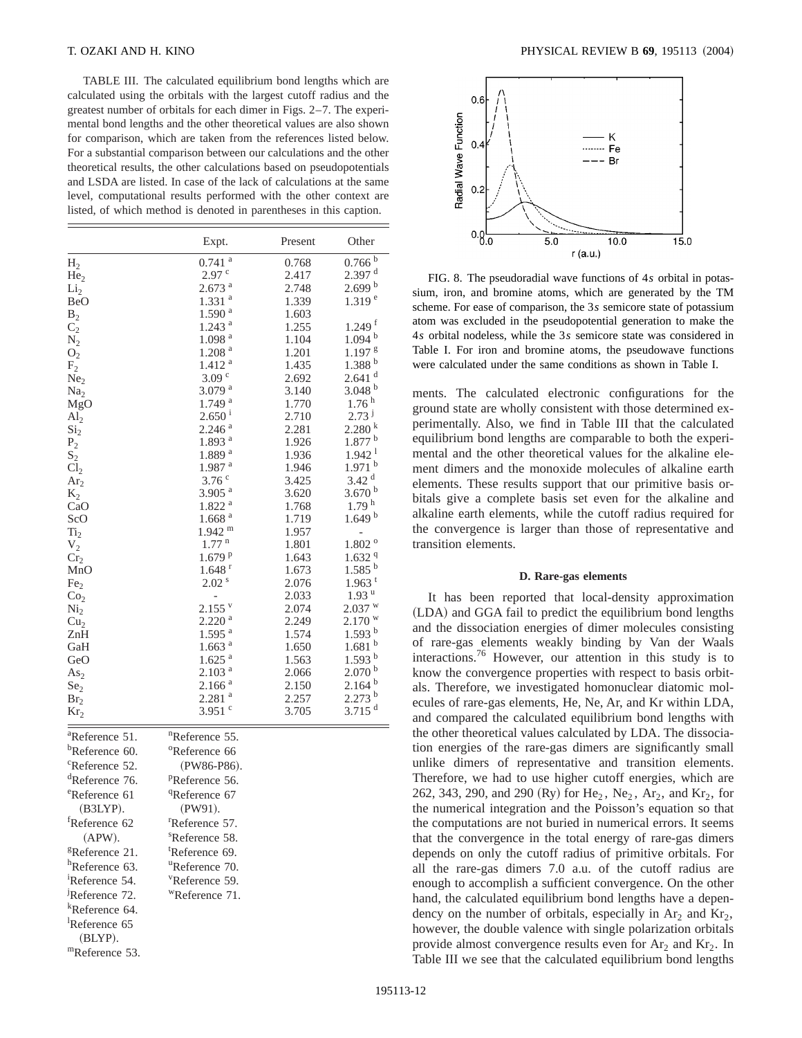TABLE III. The calculated equilibrium bond lengths which are calculated using the orbitals with the largest cutoff radius and the greatest number of orbitals for each dimer in Figs. 2–7. The experimental bond lengths and the other theoretical values are also shown for comparison, which are taken from the references listed below. For a substantial comparison between our calculations and the other theoretical results, the other calculations based on pseudopotentials and LSDA are listed. In case of the lack of calculations at the same level, computational results performed with the other context are listed, of which method is denoted in parentheses in this caption.

| | Expt. | Present | Other |
|---|---|---|---|
| $H_2$ | 0.741 [a] | 0.768 | 0.766 [b] |
| $He_2$ | 2.97 [c] | 2.417 | 2.397 [d] |
| $Li_2$ | 2.673 [a] | 2.748 | 2.699 [b] |
| BeO | 1.331 [a] | 1.339 | 1.319 [e] |
| $B_2$ | 1.590 [a] | 1.603 | |
| $C_2$ | 1.243 [a] | 1.255 | 1.249 [f] |
| $N_2$ | 1.098 [a] | 1.104 | 1.094 [b] |
| $O_2$ | 1.208 [a] | 1.201 | 1.197 [g] |
| $F_2$ | 1.412 [a] | 1.435 | 1.388 [b] |
| $Ne_2$ | 3.09 [c] | 2.692 | 2.641 [d] |
| $Na_2$ | 3.079 [a] | 3.140 | 3.048 [b] |
| MgO | 1.749 [a] | 1.770 | 1.76 [h] |
| $Al_2$ | 2.650 [i] | 2.710 | 2.73 [j] |
| $Si_2$ | 2.246 [a] | 2.281 | 2.280 [k] |
| $P_2$ | 1.893 [a] | 1.926 | 1.877 [b] |
| $S_2$ | 1.889 [a] | 1.936 | 1.942 [l] |
| $Cl_2$ | 1.987 [a] | 1.946 | 1.971 [b] |
| $Ar_2$ | 3.76 [c] | 3.425 | 3.42 [d] |
| $K_2$ | 3.905 [a] | 3.620 | 3.670 [b] |
| CaO | 1.822 [a] | 1.768 | 1.79 [h] |
| ScO | 1.668 [a] | 1.719 | 1.649 [b] |
| $Ti_2$ | 1.942 [m] | 1.957 | - |
| $V_2$ | 1.77 [n] | 1.801 | 1.802 [o] |
| $Cr_2$ | 1.679 [p] | 1.643 | 1.632 [q] |
| MnO | 1.648 [r] | 1.673 | 1.585 [b] |
| $Fe_2$ | 2.02 [s] | 2.076 | 1.963 [t] |
| $Co_2$ | - | 2.033 | 1.93 [u] |
| $Ni_2$ | 2.155 [v] | 2.074 | 2.037 [w] |
| $Cu_2$ | 2.220 [a] | 2.249 | 2.170 [w] |
| ZnH | 1.595 [a] | 1.574 | 1.593 [b] |
| GaH | 1.663 [a] | 1.650 | 1.681 [b] |
| GeO | 1.625 [a] | 1.563 | 1.593 [b] |
| $As_2$ | 2.103 [a] | 2.066 | 2.070 [b] |
| $Se_2$ | 2.166 [a] | 2.150 | 2.164 [b] |
| $Br_2$ | 2.281 [a] | 2.257 | 2.273 [b] |
| $Kr_2$ | 3.951 [c] | 3.705 | 3.715 [d] |

[a]Reference 51.
[b]Reference 60.
[c]Reference 52.
[d]Reference 76.
[e]Reference 61 (B3LYP).
[f]Reference 62 (APW).
[g]Reference 21.
[h]Reference 63.
[i]Reference 54.
[j]Reference 72.
[k]Reference 64.
[l]Reference 65 (BLYP).
[m]Reference 53.
[n]Reference 55.
[o]Reference 66 (PW86-P86).
[p]Reference 56.
[q]Reference 67 (PW91).
[r]Reference 57.
[s]Reference 58.
[t]Reference 69.
[u]Reference 70.
[v]Reference 59.
[w]Reference 71.

FIG. 8. The pseudoradial wave functions of 4$s$ orbital in potassium, iron, and bromine atoms, which are generated by the TM scheme. For ease of comparison, the 3$s$ semicore state of potassium atom was excluded in the pseudopotential generation to make the 4$s$ orbital nodeless, while the 3$s$ semicore state was considered in Table I. For iron and bromine atoms, the pseudowave functions were calculated under the same conditions as shown in Table I.

ments. The calculated electronic configurations for the ground state are wholly consistent with those determined experimentally. Also, we find in Table III that the calculated equilibrium bond lengths are comparable to both the experimental and the other theoretical values for the alkaline element dimers and the monoxide molecules of alkaline earth elements. These results support that our primitive basis orbitals give a complete basis set even for the alkaline and alkaline earth elements, while the cutoff radius required for the convergence is larger than those of representative and transition elements.

### D. Rare-gas elements

It has been reported that local-density approximation (LDA) and GGA fail to predict the equilibrium bond lengths and the dissociation energies of dimer molecules consisting of rare-gas elements weakly binding by Van der Waals interactions.[76] However, our attention in this study is to know the convergence properties with respect to basis orbitals. Therefore, we investigated homonuclear diatomic molecules of rare-gas elements, He, Ne, Ar, and Kr within LDA, and compared the calculated equilibrium bond lengths with the other theoretical values calculated by LDA. The dissociation energies of the rare-gas dimers are significantly small unlike dimers of representative and transition elements. Therefore, we had to use higher cutoff energies, which are 262, 343, 290, and 290 (Ry) for $He_2$, $Ne_2$, $Ar_2$, and $Kr_2$, for the numerical integration and the Poisson's equation so that the computations are not buried in numerical errors. It seems that the convergence in the total energy of rare-gas dimers depends on only the cutoff radius of primitive orbitals. For all the rare-gas dimers 7.0 a.u. of the cutoff radius are enough to accomplish a sufficient convergence. On the other hand, the calculated equilibrium bond lengths have a dependency on the number of orbitals, especially in $Ar_2$ and $Kr_2$, however, the double valence with single polarization orbitals provide almost convergence results even for $Ar_2$ and $Kr_2$. In Table III we see that the calculated equilibrium bond lengths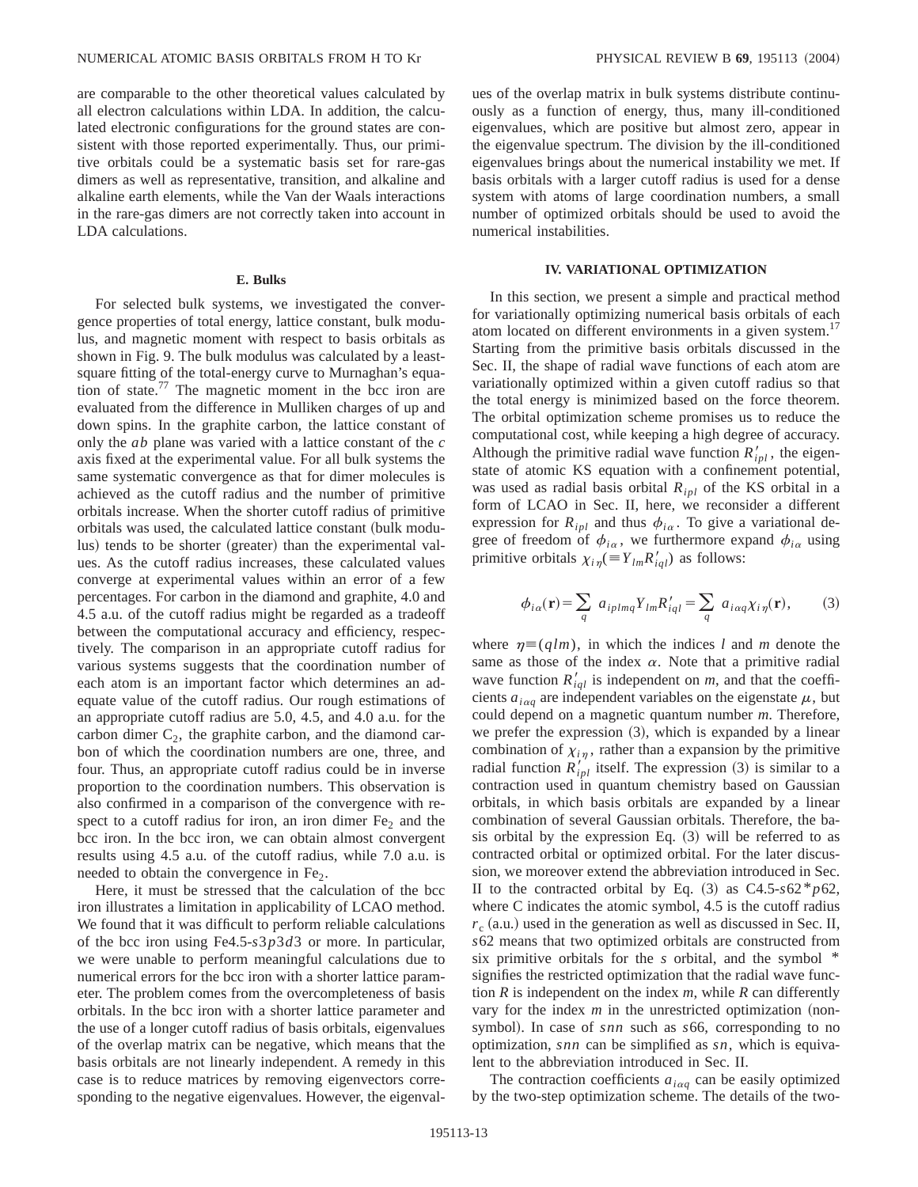are comparable to the other theoretical values calculated by all electron calculations within LDA. In addition, the calculated electronic configurations for the ground states are consistent with those reported experimentally. Thus, our primitive orbitals could be a systematic basis set for rare-gas dimers as well as representative, transition, and alkaline and alkaline earth elements, while the Van der Waals interactions in the rare-gas dimers are not correctly taken into account in LDA calculations.

### E. Bulks

For selected bulk systems, we investigated the convergence properties of total energy, lattice constant, bulk modulus, and magnetic moment with respect to basis orbitals as shown in Fig. 9. The bulk modulus was calculated by a least-square fitting of the total-energy curve to Murnaghan's equation of state.[77] The magnetic moment in the bcc iron are evaluated from the difference in Mulliken charges of up and down spins. In the graphite carbon, the lattice constant of only the $ab$ plane was varied with a lattice constant of the $c$ axis fixed at the experimental value. For all bulk systems the same systematic convergence as that for dimer molecules is achieved as the cutoff radius and the number of primitive orbitals increase. When the shorter cutoff radius of primitive orbitals was used, the calculated lattice constant (bulk modulus) tends to be shorter (greater) than the experimental values. As the cutoff radius increases, these calculated values converge at experimental values within an error of a few percentages. For carbon in the diamond and graphite, 4.0 and 4.5 a.u. of the cutoff radius might be regarded as a tradeoff between the computational accuracy and efficiency, respectively. The comparison in an appropriate cutoff radius for various systems suggests that the coordination number of each atom is an important factor which determines an adequate value of the cutoff radius. Our rough estimations of an appropriate cutoff radius are 5.0, 4.5, and 4.0 a.u. for the carbon dimer $C_2$, the graphite carbon, and the diamond carbon of which the coordination numbers are one, three, and four. Thus, an appropriate cutoff radius could be in inverse proportion to the coordination numbers. This observation is also confirmed in a comparison of the convergence with respect to a cutoff radius for iron, an iron dimer $Fe_2$ and the bcc iron. In the bcc iron, we can obtain almost convergent results using 4.5 a.u. of the cutoff radius, while 7.0 a.u. is needed to obtain the convergence in $Fe_2$.

Here, it must be stressed that the calculation of the bcc iron illustrates a limitation in applicability of LCAO method. We found that it was difficult to perform reliable calculations of the bcc iron using Fe4.5-$s3p3d3$ or more. In particular, we were unable to perform meaningful calculations due to numerical errors for the bcc iron with a shorter lattice parameter. The problem comes from the overcompleteness of basis orbitals. In the bcc iron with a shorter lattice parameter and the use of a longer cutoff radius of basis orbitals, eigenvalues of the overlap matrix can be negative, which means that the basis orbitals are not linearly independent. A remedy in this case is to reduce matrices by removing eigenvectors corresponding to the negative eigenvalues. However, the eigenvalues of the overlap matrix in bulk systems distribute continuously as a function of energy, thus, many ill-conditioned eigenvalues, which are positive but almost zero, appear in the eigenvalue spectrum. The division by the ill-conditioned eigenvalues brings about the numerical instability we met. If basis orbitals with a larger cutoff radius is used for a dense system with atoms of large coordination numbers, a small number of optimized orbitals should be used to avoid the numerical instabilities.

## IV. VARIATIONAL OPTIMIZATION

In this section, we present a simple and practical method for variationally optimizing numerical basis orbitals of each atom located on different environments in a given system.[17] Starting from the primitive basis orbitals discussed in the Sec. II, the shape of radial wave functions of each atom are variationally optimized within a given cutoff radius so that the total energy is minimized based on the force theorem. The orbital optimization scheme promises us to reduce the computational cost, while keeping a high degree of accuracy. Although the primitive radial wave function $R'_{ipl}$, the eigenstate of atomic KS equation with a confinement potential, was used as radial basis orbital $R_{ipl}$ of the KS orbital in a form of LCAO in Sec. II, here, we reconsider a different expression for $R_{ipl}$ and thus $\phi_{i\alpha}$. To give a variational degree of freedom of $\phi_{i\alpha}$, we furthermore expand $\phi_{i\alpha}$ using primitive orbitals $\chi_{i\eta}(\equiv Y_{lm}R'_{iql})$ as follows:

$$\phi_{i\alpha}(\mathbf{r})=\sum_q a_{iplmq}Y_{lm}R'_{iql}=\sum_q a_{i\alpha q}\chi_{i\eta}(\mathbf{r}), \tag{3}$$

where $\eta\equiv(qlm)$, in which the indices $l$ and $m$ denote the same as those of the index $\alpha$. Note that a primitive radial wave function $R'_{iql}$ is independent on $m$, and that the coefficients $a_{i\alpha q}$ are independent variables on the eigenstate $\mu$, but could depend on a magnetic quantum number $m$. Therefore, we prefer the expression (3), which is expanded by a linear combination of $\chi_{i\eta}$, rather than a expansion by the primitive radial function $R'_{ipl}$ itself. The expression (3) is similar to a contraction used in quantum chemistry based on Gaussian orbitals, in which basis orbitals are expanded by a linear combination of several Gaussian orbitals. Therefore, the basis orbital by the expression Eq. (3) will be referred to as contracted orbital or optimized orbital. For the later discussion, we moreover extend the abbreviation introduced in Sec. II to the contracted orbital by Eq. (3) as C4.5-$s62$*$p62$, where C indicates the atomic symbol, 4.5 is the cutoff radius $r_c$ (a.u.) used in the generation as well as discussed in Sec. II, $s62$ means that two optimized orbitals are constructed from six primitive orbitals for the $s$ orbital, and the symbol * signifies the restricted optimization that the radial wave function $R$ is independent on the index $m$, while $R$ can differently vary for the index $m$ in the unrestricted optimization (non-symbol). In case of $snn$ such as $s66$, corresponding to no optimization, $snn$ can be simplified as $sn$, which is equivalent to the abbreviation introduced in Sec. II.

The contraction coefficients $a_{i\alpha q}$ can be easily optimized by the two-step optimization scheme. The details of the two-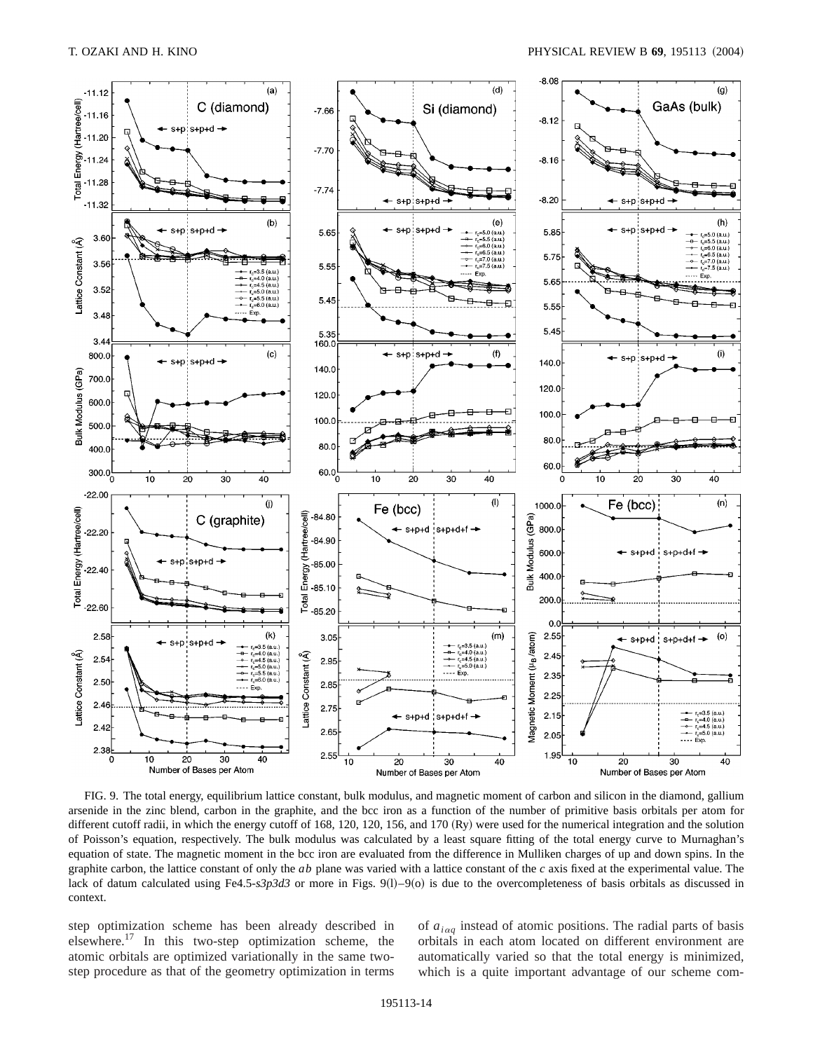FIG. 9. The total energy, equilibrium lattice constant, bulk modulus, and magnetic moment of carbon and silicon in the diamond, gallium arsenide in the zinc blend, carbon in the graphite, and the bcc iron as a function of the number of primitive basis orbitals per atom for different cutoff radii, in which the energy cutoff of 168, 120, 120, 156, and 170 (Ry) were used for the numerical integration and the solution of Poisson's equation, respectively. The bulk modulus was calculated by a least square fitting of the total energy curve to Murnaghan's equation of state. The magnetic moment in the bcc iron are evaluated from the difference in Mulliken charges of up and down spins. In the graphite carbon, the lattice constant of only the $ab$ plane was varied with a lattice constant of the $c$ axis fixed at the experimental value. The lack of datum calculated using Fe4.5-*s3p3d3* or more in Figs. 9(l)–9(o) is due to the overcompleteness of basis orbitals as discussed in context.

step optimization scheme has been already described in elsewhere.[17] In this two-step optimization scheme, the atomic orbitals are optimized variationally in the same two-step procedure as that of the geometry optimization in terms of $a_{i\alpha q}$ instead of atomic positions. The radial parts of basis orbitals in each atom located on different environment are automatically varied so that the total energy is minimized, which is a quite important advantage of our scheme com-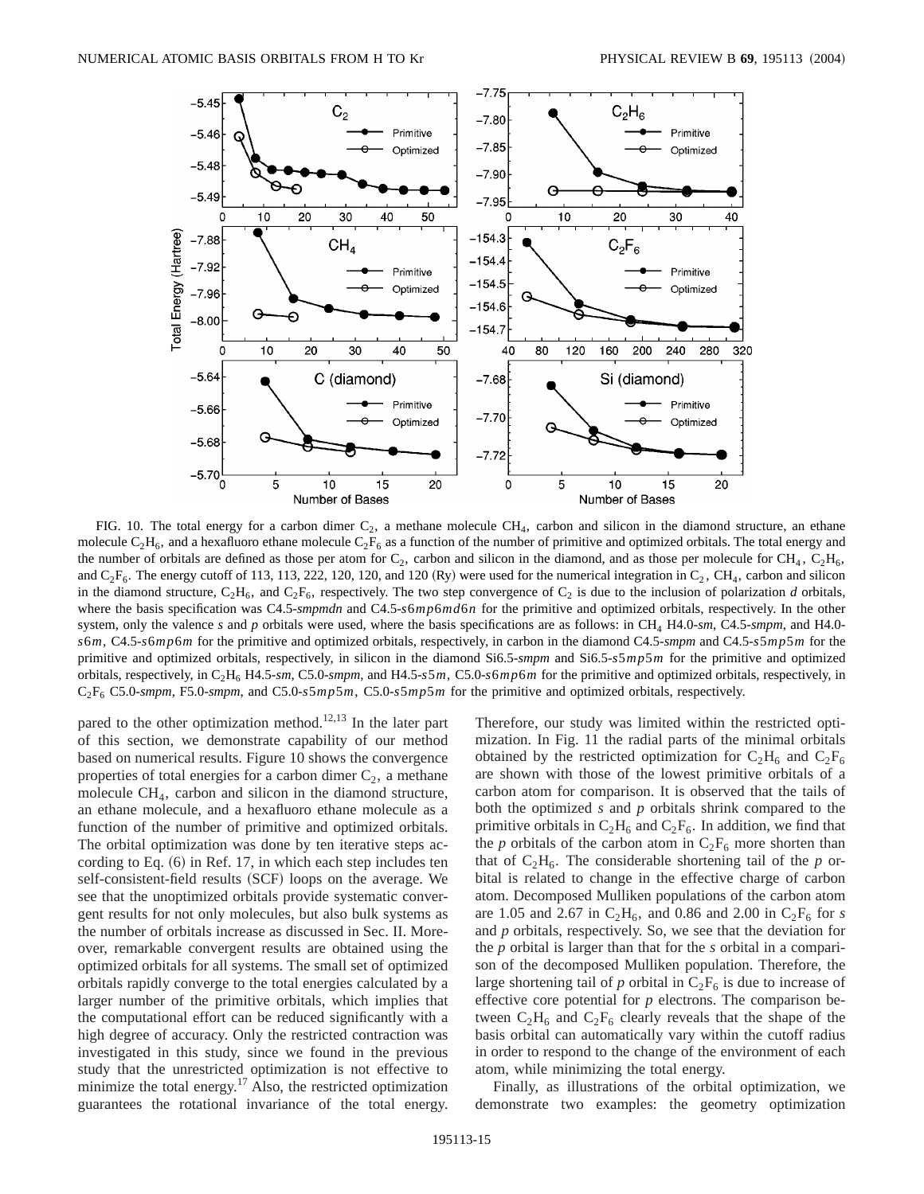FIG. 10. The total energy for a carbon dimer $C_2$, a methane molecule $CH_4$, carbon and silicon in the diamond structure, an ethane molecule $C_2H_6$, and a hexafluoro ethane molecule $C_2F_6$ as a function of the number of primitive and optimized orbitals. The total energy and the number of orbitals are defined as those per atom for $C_2$, carbon and silicon in the diamond, and as those per molecule for $CH_4$, $C_2H_6$, and $C_2F_6$. The energy cutoff of 113, 113, 222, 120, 120, and 120 (Ry) were used for the numerical integration in $C_2$, $CH_4$, carbon and silicon in the diamond structure, $C_2H_6$, and $C_2F_6$, respectively. The two step convergence of $C_2$ is due to the inclusion of polarization *d* orbitals, where the basis specification was C4.5-*smpmdn* and C4.5-$s6mp6md6n$ for the primitive and optimized orbitals, respectively. In the other system, only the valence *s* and *p* orbitals were used, where the basis specifications are as follows: in $CH_4$ H4.0-*sm*, C4.5-*smpm*, and H4.0-$s6m$, C4.5-$s6mp6m$ for the primitive and optimized orbitals, respectively, in carbon in the diamond C4.5-*smpm* and C4.5-$s5mp5m$ for the primitive and optimized orbitals, respectively, in silicon in the diamond Si6.5-*smpm* and Si6.5-$s5mp5m$ for the primitive and optimized orbitals, respectively, in $C_2H_6$ H4.5-*sm*, C5.0-*smpm*, and H4.5-$s5m$, C5.0-$s6mp6m$ for the primitive and optimized orbitals, respectively, in $C_2F_6$ C5.0-*smpm*, F5.0-*smpm*, and C5.0-$s5mp5m$, C5.0-$s5mp5m$ for the primitive and optimized orbitals, respectively.

pared to the other optimization method.[12,13] In the later part of this section, we demonstrate capability of our method based on numerical results. Figure 10 shows the convergence properties of total energies for a carbon dimer $C_2$, a methane molecule $CH_4$, carbon and silicon in the diamond structure, an ethane molecule, and a hexafluoro ethane molecule as a function of the number of primitive and optimized orbitals. The orbital optimization was done by ten iterative steps according to Eq. (6) in Ref. 17, in which each step includes ten self-consistent-field results (SCF) loops on the average. We see that the unoptimized orbitals provide systematic convergent results for not only molecules, but also bulk systems as the number of orbitals increase as discussed in Sec. II. Moreover, remarkable convergent results are obtained using the optimized orbitals for all systems. The small set of optimized orbitals rapidly converge to the total energies calculated by a larger number of the primitive orbitals, which implies that the computational effort can be reduced significantly with a high degree of accuracy. Only the restricted contraction was investigated in this study, since we found in the previous study that the unrestricted optimization is not effective to minimize the total energy.[17] Also, the restricted optimization guarantees the rotational invariance of the total energy. Therefore, our study was limited within the restricted optimization. In Fig. 11 the radial parts of the minimal orbitals obtained by the restricted optimization for $C_2H_6$ and $C_2F_6$ are shown with those of the lowest primitive orbitals of a carbon atom for comparison. It is observed that the tails of both the optimized *s* and *p* orbitals shrink compared to the primitive orbitals in $C_2H_6$ and $C_2F_6$. In addition, we find that the *p* orbitals of the carbon atom in $C_2F_6$ more shorten than that of $C_2H_6$. The considerable shortening tail of the *p* orbital is related to change in the effective charge of carbon atom. Decomposed Mulliken populations of the carbon atom are 1.05 and 2.67 in $C_2H_6$, and 0.86 and 2.00 in $C_2F_6$ for *s* and *p* orbitals, respectively. So, we see that the deviation for the *p* orbital is larger than that for the *s* orbital in a comparison of the decomposed Mulliken population. Therefore, the large shortening tail of *p* orbital in $C_2F_6$ is due to increase of effective core potential for *p* electrons. The comparison between $C_2H_6$ and $C_2F_6$ clearly reveals that the shape of the basis orbital can automatically vary within the cutoff radius in order to respond to the change of the environment of each atom, while minimizing the total energy.

Finally, as illustrations of the orbital optimization, we demonstrate two examples: the geometry optimization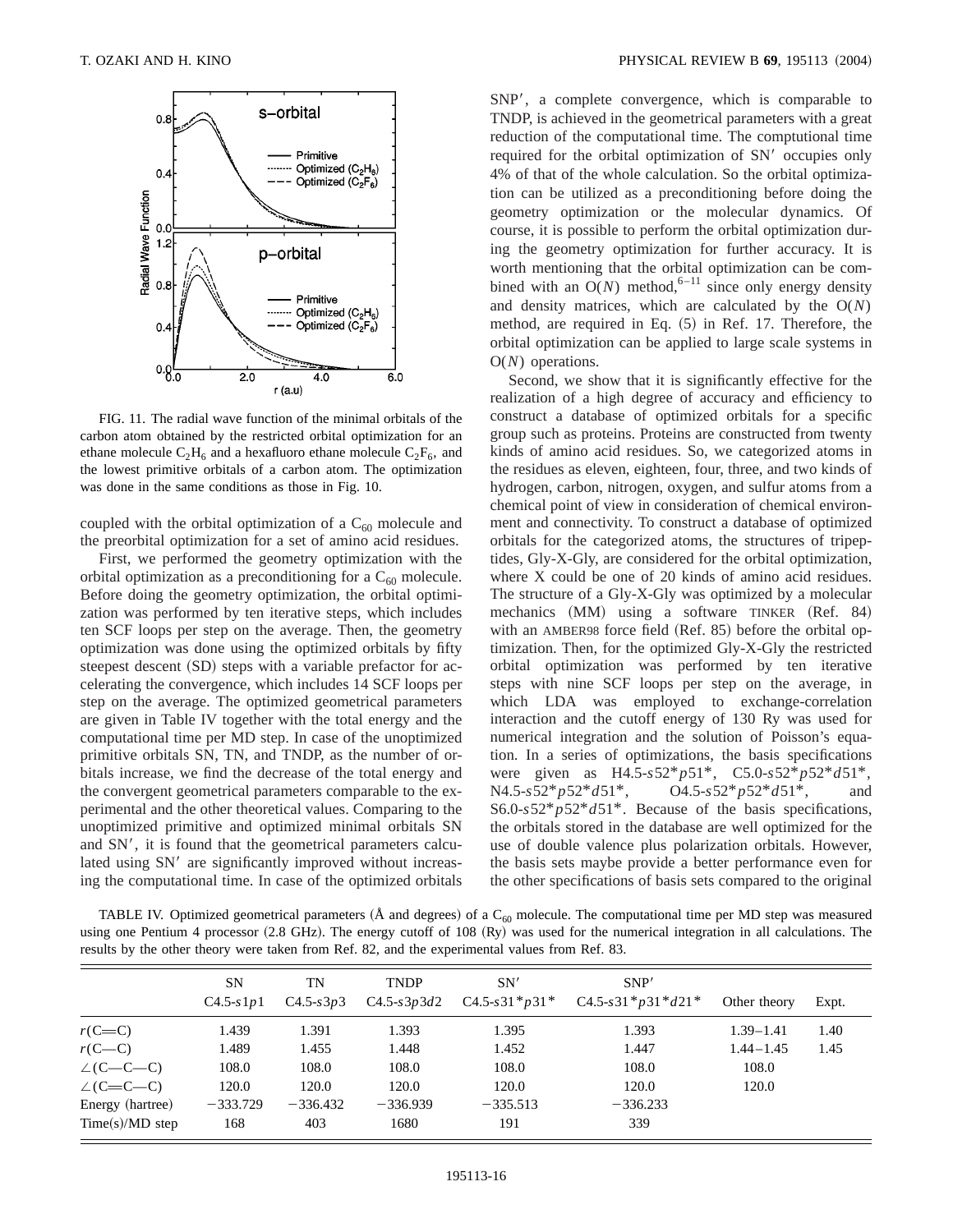s–orbital

0.8

0.4

0.0

Primitive
Optimized ($C_2H_6$)
Optimized ($C_2F_6$)

Radial Wave Function

1.2

p–orbital

0.8

0.4

0.0

Primitive
Optimized ($C_2H_6$)
Optimized ($C_2F_6$)

0.0 2.0 4.0 6.0

r (a.u)

FIG. 11. The radial wave function of the minimal orbitals of the carbon atom obtained by the restricted orbital optimization for an ethane molecule $C_2H_6$ and a hexafluoro ethane molecule $C_2F_6$, and the lowest primitive orbitals of a carbon atom. The optimization was done in the same conditions as those in Fig. 10.

coupled with the orbital optimization of a $C_{60}$ molecule and the preorbital optimization for a set of amino acid residues.

First, we performed the geometry optimization with the orbital optimization as a preconditioning for a $C_{60}$ molecule. Before doing the geometry optimization, the orbital optimization was performed by ten iterative steps, which includes ten SCF loops per step on the average. Then, the geometry optimization was done using the optimized orbitals by fifty steepest descent (SD) steps with a variable prefactor for accelerating the convergence, which includes 14 SCF loops per step on the average. The optimized geometrical parameters are given in Table IV together with the total energy and the computational time per MD step. In case of the unoptimized primitive orbitals SN, TN, and TNDP, as the number of orbitals increase, we find the decrease of the total energy and the convergent geometrical parameters comparable to the experimental and the other theoretical values. Comparing to the unoptimized primitive and optimized minimal orbitals SN and SN′, it is found that the geometrical parameters calculated using SN′ are significantly improved without increasing the computational time. In case of the optimized orbitals SNP′, a complete convergence, which is comparable to TNDP, is achieved in the geometrical parameters with a great reduction of the computational time. The comptutional time required for the orbital optimization of SN′ occupies only 4% of that of the whole calculation. So the orbital optimization can be utilized as a preconditioning before doing the geometry optimization or the molecular dynamics. Of course, it is possible to perform the orbital optimization during the geometry optimization for further accuracy. It is worth mentioning that the orbital optimization can be combined with an O($N$) method,[6–11] since only energy density and density matrices, which are calculated by the O($N$) method, are required in Eq. (5) in Ref. 17. Therefore, the orbital optimization can be applied to large scale systems in O($N$) operations.

Second, we show that it is significantly effective for the realization of a high degree of accuracy and efficiency to construct a database of optimized orbitals for a specific group such as proteins. Proteins are constructed from twenty kinds of amino acid residues. So, we categorized atoms in the residues as eleven, eighteen, four, three, and two kinds of hydrogen, carbon, nitrogen, oxygen, and sulfur atoms from a chemical point of view in consideration of chemical environment and connectivity. To construct a database of optimized orbitals for the categorized atoms, the structures of tripeptides, Gly-X-Gly, are considered for the orbital optimization, where X could be one of 20 kinds of amino acid residues. The structure of a Gly-X-Gly was optimized by a molecular mechanics (MM) using a software TINKER (Ref. 84) with an AMBER98 force field (Ref. 85) before the orbital optimization. Then, for the optimized Gly-X-Gly the restricted orbital optimization was performed by ten iterative steps with nine SCF loops per step on the average, in which LDA was employed to exchange-correlation interaction and the cutoff energy of 130 Ry was used for numerical integration and the solution of Poisson's equation. In a series of optimizations, the basis specifications were given as H4.5-$s$52*$p$51*, C5.0-$s$52*$p$52*$d$51*, N4.5-$s$52*$p$52*$d$51*, O4.5-$s$52*$p$52*$d$51*, and S6.0-$s$52*$p$52*$d$51*. Because of the basis specifications, the orbitals stored in the database are well optimized for the use of double valence plus polarization orbitals. However, the basis sets maybe provide a better performance even for the other specifications of basis sets compared to the original

TABLE IV. Optimized geometrical parameters (Å and degrees) of a $C_{60}$ molecule. The computational time per MD step was measured using one Pentium 4 processor (2.8 GHz). The energy cutoff of 108 (Ry) was used for the numerical integration in all calculations. The results by the other theory were taken from Ref. 82, and the experimental values from Ref. 83.

| | SN C4.5-$s1p1$ | TN C4.5-$s3p3$ | TNDP C4.5-$s3p3d2$ | SN′ C4.5-$s31$*$p31$* | SNP′ C4.5-$s31$*$p31$*$d21$* | Other theory | Expt. |
|---|---|---|---|---|---|---|---|
| $r$(C═C) | 1.439 | 1.391 | 1.393 | 1.395 | 1.393 | 1.39–1.41 | 1.40 |
| $r$(C—C) | 1.489 | 1.455 | 1.448 | 1.452 | 1.447 | 1.44–1.45 | 1.45 |
| ∠(C—C—C) | 108.0 | 108.0 | 108.0 | 108.0 | 108.0 | 108.0 | |
| ∠(C═C—C) | 120.0 | 120.0 | 120.0 | 120.0 | 120.0 | 120.0 | |
| Energy (hartree) | −333.729 | −336.432 | −336.939 | −335.513 | −336.233 | | |
| Time(s)/MD step | 168 | 403 | 1680 | 191 | 339 | | |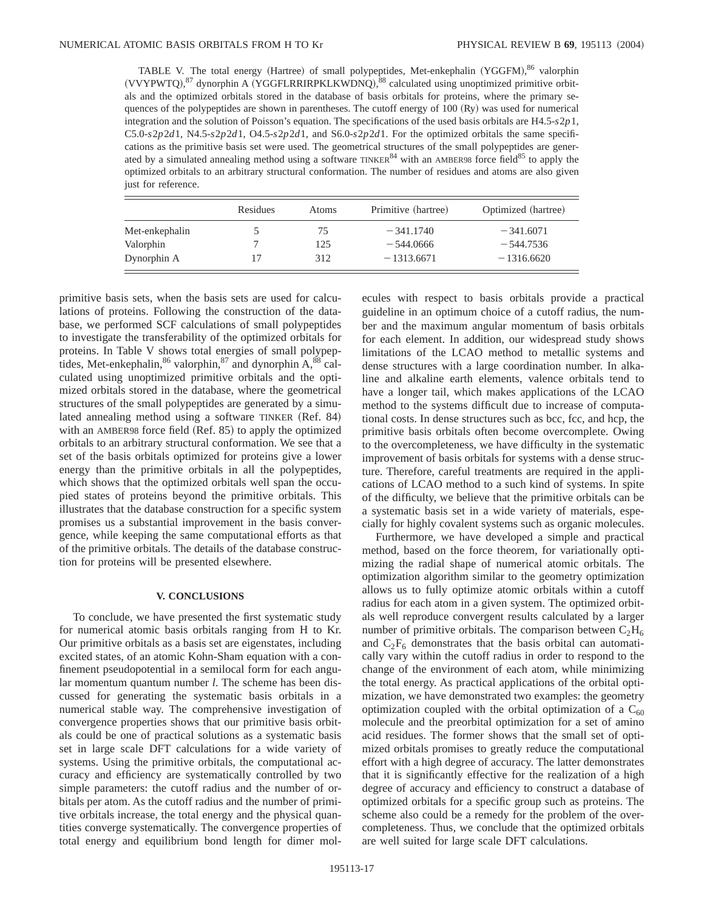TABLE V. The total energy (Hartree) of small polypeptides, Met-enkephalin (YGGFM),[86] valorphin (VVYPWTQ),[87] dynorphin A (YGGFLRRIRPKLKWDNQ),[88] calculated using unoptimized primitive orbitals and the optimized orbitals stored in the database of basis orbitals for proteins, where the primary sequences of the polypeptides are shown in parentheses. The cutoff energy of 100 (Ry) was used for numerical integration and the solution of Poisson's equation. The specifications of the used basis orbitals are H4.5-*s*2*p*1, C5.0-*s*2*p*2*d*1, N4.5-*s*2*p*2*d*1, O4.5-*s*2*p*2*d*1, and S6.0-*s*2*p*2*d*1. For the optimized orbitals the same specifications as the primitive basis set were used. The geometrical structures of the small polypeptides are generated by a simulated annealing method using a software TINKER[84] with an AMBER98 force field[85] to apply the optimized orbitals to an arbitrary structural conformation. The number of residues and atoms are also given just for reference.

| | Residues | Atoms | Primitive (hartree) | Optimized (hartree) |
|---|---|---|---|---|
| Met-enkephalin | 5 | 75 | −341.1740 | −341.6071 |
| Valorphin | 7 | 125 | −544.0666 | −544.7536 |
| Dynorphin A | 17 | 312 | −1313.6671 | −1316.6620 |

primitive basis sets, when the basis sets are used for calculations of proteins. Following the construction of the database, we performed SCF calculations of small polypeptides to investigate the transferability of the optimized orbitals for proteins. In Table V shows total energies of small polypeptides, Met-enkephalin,[86] valorphin,[87] and dynorphin A,[88] calculated using unoptimized primitive orbitals and the optimized orbitals stored in the database, where the geometrical structures of the small polypeptides are generated by a simulated annealing method using a software TINKER (Ref. 84) with an AMBER98 force field (Ref. 85) to apply the optimized orbitals to an arbitrary structural conformation. We see that a set of the basis orbitals optimized for proteins give a lower energy than the primitive orbitals in all the polypeptides, which shows that the optimized orbitals well span the occupied states of proteins beyond the primitive orbitals. This illustrates that the database construction for a specific system promises us a substantial improvement in the basis convergence, while keeping the same computational efforts as that of the primitive orbitals. The details of the database construction for proteins will be presented elsewhere.

## V. CONCLUSIONS

To conclude, we have presented the first systematic study for numerical atomic basis orbitals ranging from H to Kr. Our primitive orbitals as a basis set are eigenstates, including excited states, of an atomic Kohn-Sham equation with a confinement pseudopotential in a semilocal form for each angular momentum quantum number *l*. The scheme has been discussed for generating the systematic basis orbitals in a numerical stable way. The comprehensive investigation of convergence properties shows that our primitive basis orbitals could be one of practical solutions as a systematic basis set in large scale DFT calculations for a wide variety of systems. Using the primitive orbitals, the computational accuracy and efficiency are systematically controlled by two simple parameters: the cutoff radius and the number of orbitals per atom. As the cutoff radius and the number of primitive orbitals increase, the total energy and the physical quantities converge systematically. The convergence properties of total energy and equilibrium bond length for dimer molecules with respect to basis orbitals provide a practical guideline in an optimum choice of a cutoff radius, the number and the maximum angular momentum of basis orbitals for each element. In addition, our widespread study shows limitations of the LCAO method to metallic systems and dense structures with a large coordination number. In alkaline and alkaline earth elements, valence orbitals tend to have a longer tail, which makes applications of the LCAO method to the systems difficult due to increase of computational costs. In dense structures such as bcc, fcc, and hcp, the primitive basis orbitals often become overcomplete. Owing to the overcompleteness, we have difficulty in the systematic improvement of basis orbitals for systems with a dense structure. Therefore, careful treatments are required in the applications of LCAO method to a such kind of systems. In spite of the difficulty, we believe that the primitive orbitals can be a systematic basis set in a wide variety of materials, especially for highly covalent systems such as organic molecules.

Furthermore, we have developed a simple and practical method, based on the force theorem, for variationally optimizing the radial shape of numerical atomic orbitals. The optimization algorithm similar to the geometry optimization allows us to fully optimize atomic orbitals within a cutoff radius for each atom in a given system. The optimized orbitals well reproduce convergent results calculated by a larger number of primitive orbitals. The comparison between $C_2H_6$ and $C_2F_6$ demonstrates that the basis orbital can automatically vary within the cutoff radius in order to respond to the change of the environment of each atom, while minimizing the total energy. As practical applications of the orbital optimization, we have demonstrated two examples: the geometry optimization coupled with the orbital optimization of a $C_{60}$ molecule and the preorbital optimization for a set of amino acid residues. The former shows that the small set of optimized orbitals promises to greatly reduce the computational effort with a high degree of accuracy. The latter demonstrates that it is significantly effective for the realization of a high degree of accuracy and efficiency to construct a database of optimized orbitals for a specific group such as proteins. The scheme also could be a remedy for the problem of the overcompleteness. Thus, we conclude that the optimized orbitals are well suited for large scale DFT calculations.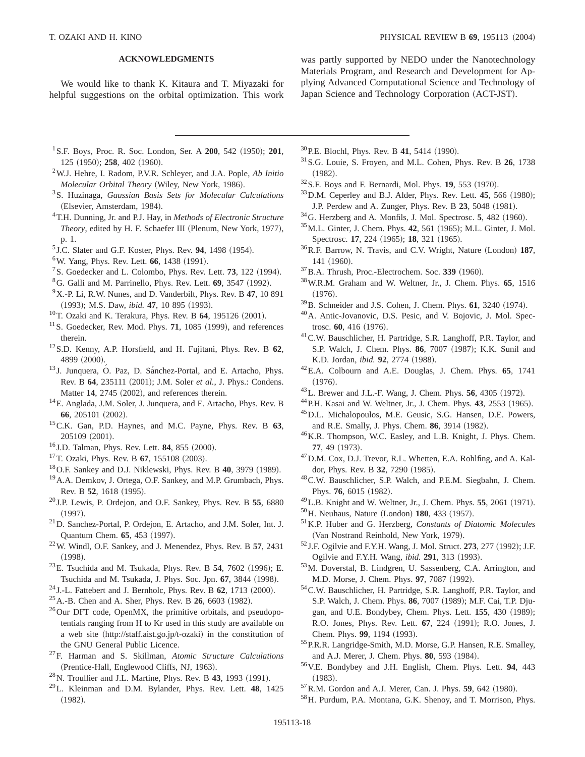## ACKNOWLEDGMENTS

We would like to thank K. Kitaura and T. Miyazaki for helpful suggestions on the orbital optimization. This work was partly supported by NEDO under the Nanotechnology Materials Program, and Research and Development for Applying Advanced Computational Science and Technology of Japan Science and Technology Corporation (ACT-JST).

---

[1] S.F. Boys, Proc. R. Soc. London, Ser. A **200**, 542 (1950); **201**, 125 (1950); **258**, 402 (1960).

[2] W.J. Hehre, I. Radom, P.V.R. Schleyer, and J.A. Pople, *Ab Initio Molecular Orbital Theory* (Wiley, New York, 1986).

[3] S. Huzinaga, *Gaussian Basis Sets for Molecular Calculations* (Elsevier, Amsterdam, 1984).

[4] T.H. Dunning, Jr. and P.J. Hay, in *Methods of Electronic Structure Theory*, edited by H. F. Schaefer III (Plenum, New York, 1977), p. 1.

[5] J.C. Slater and G.F. Koster, Phys. Rev. **94**, 1498 (1954).

[6] W. Yang, Phys. Rev. Lett. **66**, 1438 (1991).

[7] S. Goedecker and L. Colombo, Phys. Rev. Lett. **73**, 122 (1994).

[8] G. Galli and M. Parrinello, Phys. Rev. Lett. **69**, 3547 (1992).

[9] X.-P. Li, R.W. Nunes, and D. Vanderbilt, Phys. Rev. B **47**, 10 891 (1993); M.S. Daw, *ibid.* **47**, 10 895 (1993).

[10] T. Ozaki and K. Terakura, Phys. Rev. B **64**, 195126 (2001).

[11] S. Goedecker, Rev. Mod. Phys. **71**, 1085 (1999), and references therein.

[12] S.D. Kenny, A.P. Horsfield, and H. Fujitani, Phys. Rev. B **62**, 4899 (2000).

[13] J. Junquera, Ó. Paz, D. Sánchez-Portal, and E. Artacho, Phys. Rev. B **64**, 235111 (2001); J.M. Soler *et al.*, J. Phys.: Condens. Matter **14**, 2745 (2002), and references therein.

[14] E. Anglada, J.M. Soler, J. Junquera, and E. Artacho, Phys. Rev. B **66**, 205101 (2002).

[15] C.K. Gan, P.D. Haynes, and M.C. Payne, Phys. Rev. B **63**, 205109 (2001).

[16] J.D. Talman, Phys. Rev. Lett. **84**, 855 (2000).

[17] T. Ozaki, Phys. Rev. B **67**, 155108 (2003).

[18] O.F. Sankey and D.J. Niklewski, Phys. Rev. B **40**, 3979 (1989).

[19] A.A. Demkov, J. Ortega, O.F. Sankey, and M.P. Grumbach, Phys. Rev. B **52**, 1618 (1995).

[20] J.P. Lewis, P. Ordejon, and O.F. Sankey, Phys. Rev. B **55**, 6880 (1997).

[21] D. Sanchez-Portal, P. Ordejon, E. Artacho, and J.M. Soler, Int. J. Quantum Chem. **65**, 453 (1997).

[22] W. Windl, O.F. Sankey, and J. Menendez, Phys. Rev. B **57**, 2431 (1998).

[23] E. Tsuchida and M. Tsukada, Phys. Rev. B **54**, 7602 (1996); E. Tsuchida and M. Tsukada, J. Phys. Soc. Jpn. **67**, 3844 (1998).

[24] J.-L. Fattebert and J. Bernholc, Phys. Rev. B **62**, 1713 (2000).

[25] A.-B. Chen and A. Sher, Phys. Rev. B **26**, 6603 (1982).

[26] Our DFT code, OpenMX, the primitive orbitals, and pseudopotentials ranging from H to Kr used in this study are available on a web site (http://staff.aist.go.jp/t-ozaki) in the constitution of the GNU General Public Licence.

[27] F. Harman and S. Skillman, *Atomic Structure Calculations* (Prentice-Hall, Englewood Cliffs, NJ, 1963).

[28] N. Troullier and J.L. Martine, Phys. Rev. B **43**, 1993 (1991).

[29] L. Kleinman and D.M. Bylander, Phys. Rev. Lett. **48**, 1425 (1982).

[30] P.E. Blochl, Phys. Rev. B **41**, 5414 (1990).

[31] S.G. Louie, S. Froyen, and M.L. Cohen, Phys. Rev. B **26**, 1738 (1982).

[32] S.F. Boys and F. Bernardi, Mol. Phys. **19**, 553 (1970).

[33] D.M. Ceperley and B.J. Alder, Phys. Rev. Lett. **45**, 566 (1980); J.P. Perdew and A. Zunger, Phys. Rev. B **23**, 5048 (1981).

[34] G. Herzberg and A. Monfils, J. Mol. Spectrosc. **5**, 482 (1960).

[35] M.L. Ginter, J. Chem. Phys. **42**, 561 (1965); M.L. Ginter, J. Mol. Spectrosc. **17**, 224 (1965); **18**, 321 (1965).

[36] R.F. Barrow, N. Travis, and C.V. Wright, Nature (London) **187**, 141 (1960).

[37] B.A. Thrush, Proc.-Electrochem. Soc. **339** (1960).

[38] W.R.M. Graham and W. Weltner, Jr., J. Chem. Phys. **65**, 1516 (1976).

[39] B. Schneider and J.S. Cohen, J. Chem. Phys. **61**, 3240 (1974).

[40] A. Antic-Jovanovic, D.S. Pesic, and V. Bojovic, J. Mol. Spectrosc. **60**, 416 (1976).

[41] C.W. Bauschlicher, H. Partridge, S.R. Langhoff, P.R. Taylor, and S.P. Walch, J. Chem. Phys. **86**, 7007 (1987); K.K. Sunil and K.D. Jordan, *ibid.* **92**, 2774 (1988).

[42] E.A. Colbourn and A.E. Douglas, J. Chem. Phys. **65**, 1741 (1976).

[43] L. Brewer and J.L.-F. Wang, J. Chem. Phys. **56**, 4305 (1972).

[44] P.H. Kasai and W. Weltner, Jr., J. Chem. Phys. **43**, 2553 (1965).

[45] D.L. Michalopoulos, M.E. Geusic, S.G. Hansen, D.E. Powers, and R.E. Smally, J. Phys. Chem. **86**, 3914 (1982).

[46] K.R. Thompson, W.C. Easley, and L.B. Knight, J. Phys. Chem. **77**, 49 (1973).

[47] D.M. Cox, D.J. Trevor, R.L. Whetten, E.A. Rohlfing, and A. Kaldor, Phys. Rev. B **32**, 7290 (1985).

[48] C.W. Bauschlicher, S.P. Walch, and P.E.M. Siegbahn, J. Chem. Phys. **76**, 6015 (1982).

[49] L.B. Knight and W. Weltner, Jr., J. Chem. Phys. **55**, 2061 (1971).

[50] H. Neuhaus, Nature (London) **180**, 433 (1957).

[51] K.P. Huber and G. Herzberg, *Constants of Diatomic Molecules* (Van Nostrand Reinhold, New York, 1979).

[52] J.F. Ogilvie and F.Y.H. Wang, J. Mol. Struct. **273**, 277 (1992); J.F. Ogilvie and F.Y.H. Wang, *ibid.* **291**, 313 (1993).

[53] M. Doverstal, B. Lindgren, U. Sassenberg, C.A. Arrington, and M.D. Morse, J. Chem. Phys. **97**, 7087 (1992).

[54] C.W. Bauschlicher, H. Partridge, S.R. Langhoff, P.R. Taylor, and S.P. Walch, J. Chem. Phys. **86**, 7007 (1989); M.F. Cai, T.P. Djugan, and U.E. Bondybey, Chem. Phys. Lett. **155**, 430 (1989); R.O. Jones, Phys. Rev. Lett. **67**, 224 (1991); R.O. Jones, J. Chem. Phys. **99**, 1194 (1993).

[55] P.R.R. Langridge-Smith, M.D. Morse, G.P. Hansen, R.E. Smalley, and A.J. Merer, J. Chem. Phys. **80**, 593 (1984).

[56] V.E. Bondybey and J.H. English, Chem. Phys. Lett. **94**, 443 (1983).

[57] R.M. Gordon and A.J. Merer, Can. J. Phys. **59**, 642 (1980).

[58] H. Purdum, P.A. Montana, G.K. Shenoy, and T. Morrison, Phys.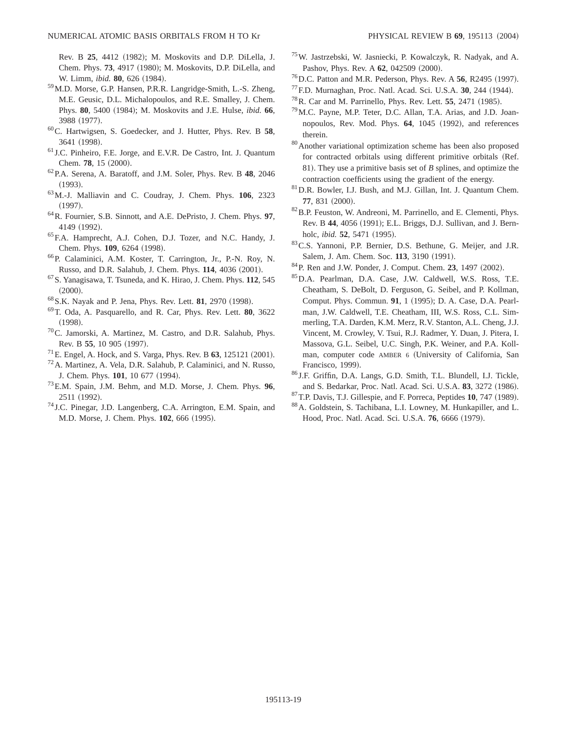Rev. B **25**, 4412 (1982); M. Moskovits and D.P. DiLella, J. Chem. Phys. **73**, 4917 (1980); M. Moskovits, D.P. DiLella, and W. Limm, *ibid.* **80**, 626 (1984).

[59] M.D. Morse, G.P. Hansen, P.R.R. Langridge-Smith, L.-S. Zheng, M.E. Geusic, D.L. Michalopoulos, and R.E. Smalley, J. Chem. Phys. **80**, 5400 (1984); M. Moskovits and J.E. Hulse, *ibid.* **66**, 3988 (1977).

[60] C. Hartwigsen, S. Goedecker, and J. Hutter, Phys. Rev. B **58**, 3641 (1998).

[61] J.C. Pinheiro, F.E. Jorge, and E.V.R. De Castro, Int. J. Quantum Chem. **78**, 15 (2000).

[62] P.A. Serena, A. Baratoff, and J.M. Soler, Phys. Rev. B **48**, 2046 (1993).

[63] M.-J. Malliavin and C. Coudray, J. Chem. Phys. **106**, 2323 (1997).

[64] R. Fournier, S.B. Sinnott, and A.E. DePristo, J. Chem. Phys. **97**, 4149 (1992).

[65] F.A. Hamprecht, A.J. Cohen, D.J. Tozer, and N.C. Handy, J. Chem. Phys. **109**, 6264 (1998).

[66] P. Calaminici, A.M. Koster, T. Carrington, Jr., P.-N. Roy, N. Russo, and D.R. Salahub, J. Chem. Phys. **114**, 4036 (2001).

[67] S. Yanagisawa, T. Tsuneda, and K. Hirao, J. Chem. Phys. **112**, 545 (2000).

[68] S.K. Nayak and P. Jena, Phys. Rev. Lett. **81**, 2970 (1998).

[69] T. Oda, A. Pasquarello, and R. Car, Phys. Rev. Lett. **80**, 3622 (1998).

[70] C. Jamorski, A. Martinez, M. Castro, and D.R. Salahub, Phys. Rev. B **55**, 10 905 (1997).

[71] E. Engel, A. Hock, and S. Varga, Phys. Rev. B **63**, 125121 (2001).

[72] A. Martinez, A. Vela, D.R. Salahub, P. Calaminici, and N. Russo, J. Chem. Phys. **101**, 10 677 (1994).

[73] E.M. Spain, J.M. Behm, and M.D. Morse, J. Chem. Phys. **96**, 2511 (1992).

[74] J.C. Pinegar, J.D. Langenberg, C.A. Arrington, E.M. Spain, and M.D. Morse, J. Chem. Phys. **102**, 666 (1995).

[75] W. Jastrzebski, W. Jasniecki, P. Kowalczyk, R. Nadyak, and A. Pashov, Phys. Rev. A **62**, 042509 (2000).

[76] D.C. Patton and M.R. Pederson, Phys. Rev. A **56**, R2495 (1997).

[77] F.D. Murnaghan, Proc. Natl. Acad. Sci. U.S.A. **30**, 244 (1944).

[78] R. Car and M. Parrinello, Phys. Rev. Lett. **55**, 2471 (1985).

[79] M.C. Payne, M.P. Teter, D.C. Allan, T.A. Arias, and J.D. Joannopoulos, Rev. Mod. Phys. **64**, 1045 (1992), and references therein.

[80] Another variational optimization scheme has been also proposed for contracted orbitals using different primitive orbitals (Ref. 81). They use a primitive basis set of *B* splines, and optimize the contraction coefficients using the gradient of the energy.

[81] D.R. Bowler, I.J. Bush, and M.J. Gillan, Int. J. Quantum Chem. **77**, 831 (2000).

[82] B.P. Feuston, W. Andreoni, M. Parrinello, and E. Clementi, Phys. Rev. B **44**, 4056 (1991); E.L. Briggs, D.J. Sullivan, and J. Bernholc, *ibid.* **52**, 5471 (1995).

[83] C.S. Yannoni, P.P. Bernier, D.S. Bethune, G. Meijer, and J.R. Salem, J. Am. Chem. Soc. **113**, 3190 (1991).

[84] P. Ren and J.W. Ponder, J. Comput. Chem. **23**, 1497 (2002).

[85] D.A. Pearlman, D.A. Case, J.W. Caldwell, W.S. Ross, T.E. Cheatham, S. DeBolt, D. Ferguson, G. Seibel, and P. Kollman, Comput. Phys. Commun. **91**, 1 (1995); D. A. Case, D.A. Pearlman, J.W. Caldwell, T.E. Cheatham, III, W.S. Ross, C.L. Simmerling, T.A. Darden, K.M. Merz, R.V. Stanton, A.L. Cheng, J.J. Vincent, M. Crowley, V. Tsui, R.J. Radmer, Y. Duan, J. Pitera, I. Massova, G.L. Seibel, U.C. Singh, P.K. Weiner, and P.A. Kollman, computer code AMBER 6 (University of California, San Francisco, 1999).

[86] J.F. Griffin, D.A. Langs, G.D. Smith, T.L. Blundell, I.J. Tickle, and S. Bedarkar, Proc. Natl. Acad. Sci. U.S.A. **83**, 3272 (1986).

[87] T.P. Davis, T.J. Gillespie, and F. Porreca, Peptides **10**, 747 (1989).

[88] A. Goldstein, S. Tachibana, L.I. Lowney, M. Hunkapiller, and L. Hood, Proc. Natl. Acad. Sci. U.S.A. **76**, 6666 (1979).